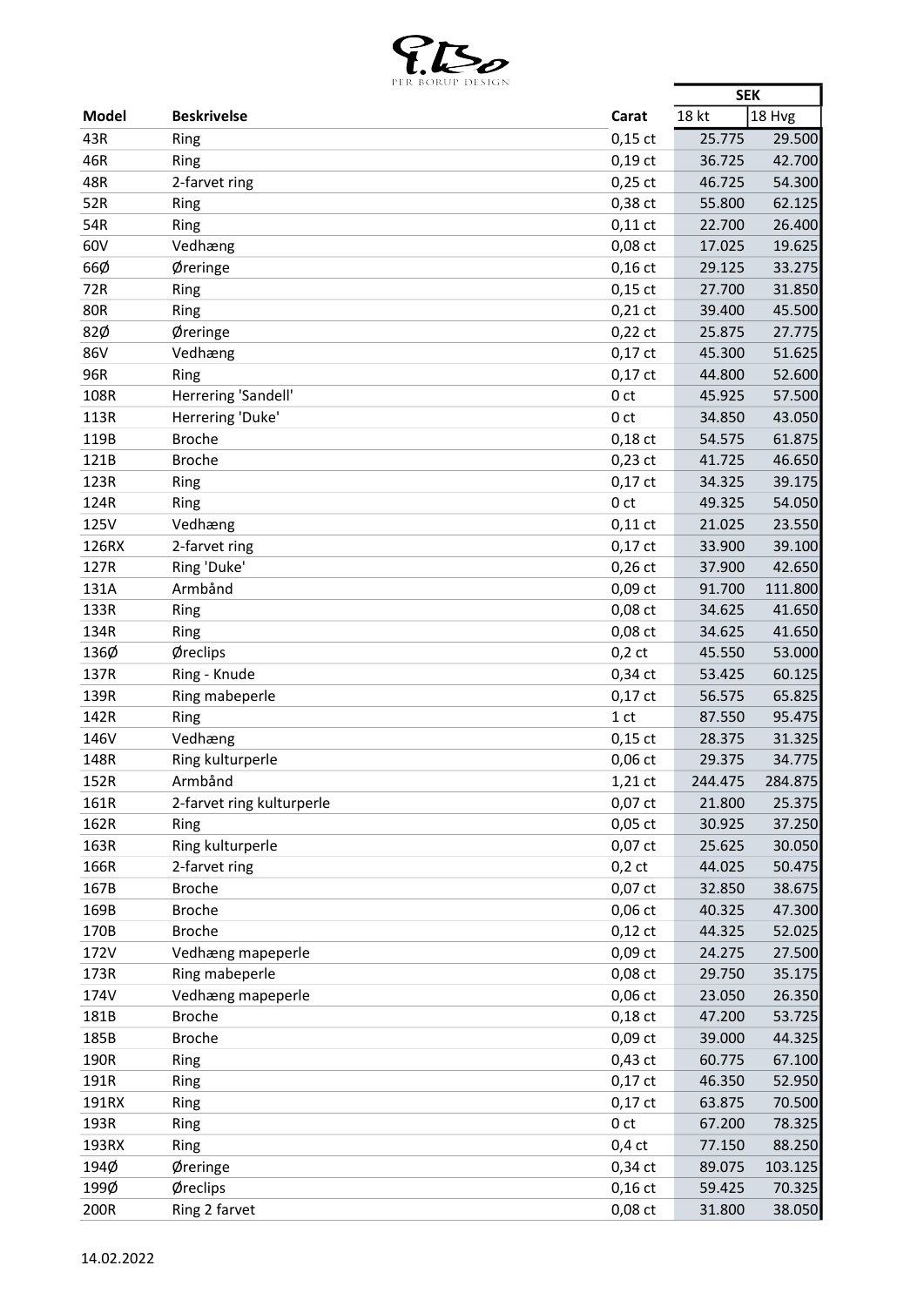PER BORUP DESIGN

| Model | Beskrivelse | Carat | SEK | |
|---|---|---|---|---|
| | | | 18 kt | 18 Hvg |
| 43R | Ring | 0,15 ct | 25.775 | 29.500 |
| 46R | Ring | 0,19 ct | 36.725 | 42.700 |
| 48R | 2-farvet ring | 0,25 ct | 46.725 | 54.300 |
| 52R | Ring | 0,38 ct | 55.800 | 62.125 |
| 54R | Ring | 0,11 ct | 22.700 | 26.400 |
| 60V | Vedhæng | 0,08 ct | 17.025 | 19.625 |
| 66Ø | Øreringe | 0,16 ct | 29.125 | 33.275 |
| 72R | Ring | 0,15 ct | 27.700 | 31.850 |
| 80R | Ring | 0,21 ct | 39.400 | 45.500 |
| 82Ø | Øreringe | 0,22 ct | 25.875 | 27.775 |
| 86V | Vedhæng | 0,17 ct | 45.300 | 51.625 |
| 96R | Ring | 0,17 ct | 44.800 | 52.600 |
| 108R | Herrering 'Sandell' | 0 ct | 45.925 | 57.500 |
| 113R | Herrering 'Duke' | 0 ct | 34.850 | 43.050 |
| 119B | Broche | 0,18 ct | 54.575 | 61.875 |
| 121B | Broche | 0,23 ct | 41.725 | 46.650 |
| 123R | Ring | 0,17 ct | 34.325 | 39.175 |
| 124R | Ring | 0 ct | 49.325 | 54.050 |
| 125V | Vedhæng | 0,11 ct | 21.025 | 23.550 |
| 126RX | 2-farvet ring | 0,17 ct | 33.900 | 39.100 |
| 127R | Ring 'Duke' | 0,26 ct | 37.900 | 42.650 |
| 131A | Armbånd | 0,09 ct | 91.700 | 111.800 |
| 133R | Ring | 0,08 ct | 34.625 | 41.650 |
| 134R | Ring | 0,08 ct | 34.625 | 41.650 |
| 136Ø | Øreclips | 0,2 ct | 45.550 | 53.000 |
| 137R | Ring - Knude | 0,34 ct | 53.425 | 60.125 |
| 139R | Ring mabeperle | 0,17 ct | 56.575 | 65.825 |
| 142R | Ring | 1 ct | 87.550 | 95.475 |
| 146V | Vedhæng | 0,15 ct | 28.375 | 31.325 |
| 148R | Ring kulturperle | 0,06 ct | 29.375 | 34.775 |
| 152R | Armbånd | 1,21 ct | 244.475 | 284.875 |
| 161R | 2-farvet ring kulturperle | 0,07 ct | 21.800 | 25.375 |
| 162R | Ring | 0,05 ct | 30.925 | 37.250 |
| 163R | Ring kulturperle | 0,07 ct | 25.625 | 30.050 |
| 166R | 2-farvet ring | 0,2 ct | 44.025 | 50.475 |
| 167B | Broche | 0,07 ct | 32.850 | 38.675 |
| 169B | Broche | 0,06 ct | 40.325 | 47.300 |
| 170B | Broche | 0,12 ct | 44.325 | 52.025 |
| 172V | Vedhæng mapeperle | 0,09 ct | 24.275 | 27.500 |
| 173R | Ring mabeperle | 0,08 ct | 29.750 | 35.175 |
| 174V | Vedhæng mapeperle | 0,06 ct | 23.050 | 26.350 |
| 181B | Broche | 0,18 ct | 47.200 | 53.725 |
| 185B | Broche | 0,09 ct | 39.000 | 44.325 |
| 190R | Ring | 0,43 ct | 60.775 | 67.100 |
| 191R | Ring | 0,17 ct | 46.350 | 52.950 |
| 191RX | Ring | 0,17 ct | 63.875 | 70.500 |
| 193R | Ring | 0 ct | 67.200 | 78.325 |
| 193RX | Ring | 0,4 ct | 77.150 | 88.250 |
| 194Ø | Øreringe | 0,34 ct | 89.075 | 103.125 |
| 199Ø | Øreclips | 0,16 ct | 59.425 | 70.325 |
| 200R | Ring 2 farvet | 0,08 ct | 31.800 | 38.050 |

14.02.2022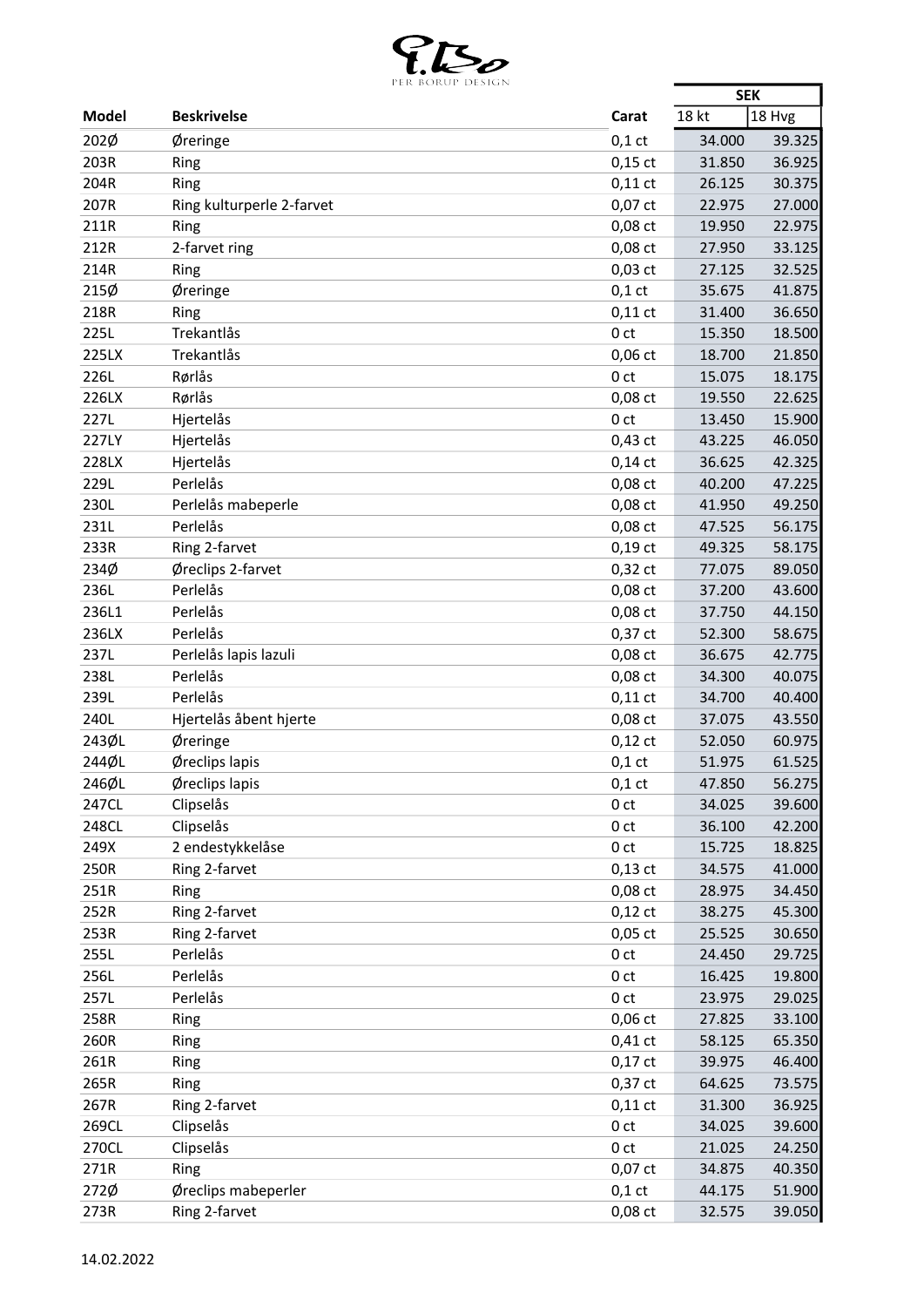| Model | Beskrivelse | Carat | SEK | |
|---|---|---|---|---|
| | | | 18 kt | 18 Hvg |
| 202Ø | Øreringe | 0,1 ct | 34.000 | 39.325 |
| 203R | Ring | 0,15 ct | 31.850 | 36.925 |
| 204R | Ring | 0,11 ct | 26.125 | 30.375 |
| 207R | Ring kulturperle 2-farvet | 0,07 ct | 22.975 | 27.000 |
| 211R | Ring | 0,08 ct | 19.950 | 22.975 |
| 212R | 2-farvet ring | 0,08 ct | 27.950 | 33.125 |
| 214R | Ring | 0,03 ct | 27.125 | 32.525 |
| 215Ø | Øreringe | 0,1 ct | 35.675 | 41.875 |
| 218R | Ring | 0,11 ct | 31.400 | 36.650 |
| 225L | Trekantlås | 0 ct | 15.350 | 18.500 |
| 225LX | Trekantlås | 0,06 ct | 18.700 | 21.850 |
| 226L | Rørlås | 0 ct | 15.075 | 18.175 |
| 226LX | Rørlås | 0,08 ct | 19.550 | 22.625 |
| 227L | Hjertelås | 0 ct | 13.450 | 15.900 |
| 227LY | Hjertelås | 0,43 ct | 43.225 | 46.050 |
| 228LX | Hjertelås | 0,14 ct | 36.625 | 42.325 |
| 229L | Perlelås | 0,08 ct | 40.200 | 47.225 |
| 230L | Perlelås mabeperle | 0,08 ct | 41.950 | 49.250 |
| 231L | Perlelås | 0,08 ct | 47.525 | 56.175 |
| 233R | Ring 2-farvet | 0,19 ct | 49.325 | 58.175 |
| 234Ø | Øreclips 2-farvet | 0,32 ct | 77.075 | 89.050 |
| 236L | Perlelås | 0,08 ct | 37.200 | 43.600 |
| 236L1 | Perlelås | 0,08 ct | 37.750 | 44.150 |
| 236LX | Perlelås | 0,37 ct | 52.300 | 58.675 |
| 237L | Perlelås lapis lazuli | 0,08 ct | 36.675 | 42.775 |
| 238L | Perlelås | 0,08 ct | 34.300 | 40.075 |
| 239L | Perlelås | 0,11 ct | 34.700 | 40.400 |
| 240L | Hjertelås åbent hjerte | 0,08 ct | 37.075 | 43.550 |
| 243ØL | Øreringe | 0,12 ct | 52.050 | 60.975 |
| 244ØL | Øreclips lapis | 0,1 ct | 51.975 | 61.525 |
| 246ØL | Øreclips lapis | 0,1 ct | 47.850 | 56.275 |
| 247CL | Clipselås | 0 ct | 34.025 | 39.600 |
| 248CL | Clipselås | 0 ct | 36.100 | 42.200 |
| 249X | 2 endestykkelåse | 0 ct | 15.725 | 18.825 |
| 250R | Ring 2-farvet | 0,13 ct | 34.575 | 41.000 |
| 251R | Ring | 0,08 ct | 28.975 | 34.450 |
| 252R | Ring 2-farvet | 0,12 ct | 38.275 | 45.300 |
| 253R | Ring 2-farvet | 0,05 ct | 25.525 | 30.650 |
| 255L | Perlelås | 0 ct | 24.450 | 29.725 |
| 256L | Perlelås | 0 ct | 16.425 | 19.800 |
| 257L | Perlelås | 0 ct | 23.975 | 29.025 |
| 258R | Ring | 0,06 ct | 27.825 | 33.100 |
| 260R | Ring | 0,41 ct | 58.125 | 65.350 |
| 261R | Ring | 0,17 ct | 39.975 | 46.400 |
| 265R | Ring | 0,37 ct | 64.625 | 73.575 |
| 267R | Ring 2-farvet | 0,11 ct | 31.300 | 36.925 |
| 269CL | Clipselås | 0 ct | 34.025 | 39.600 |
| 270CL | Clipselås | 0 ct | 21.025 | 24.250 |
| 271R | Ring | 0,07 ct | 34.875 | 40.350 |
| 272Ø | Øreclips mabeperler | 0,1 ct | 44.175 | 51.900 |
| 273R | Ring 2-farvet | 0,08 ct | 32.575 | 39.050 |

14.02.2022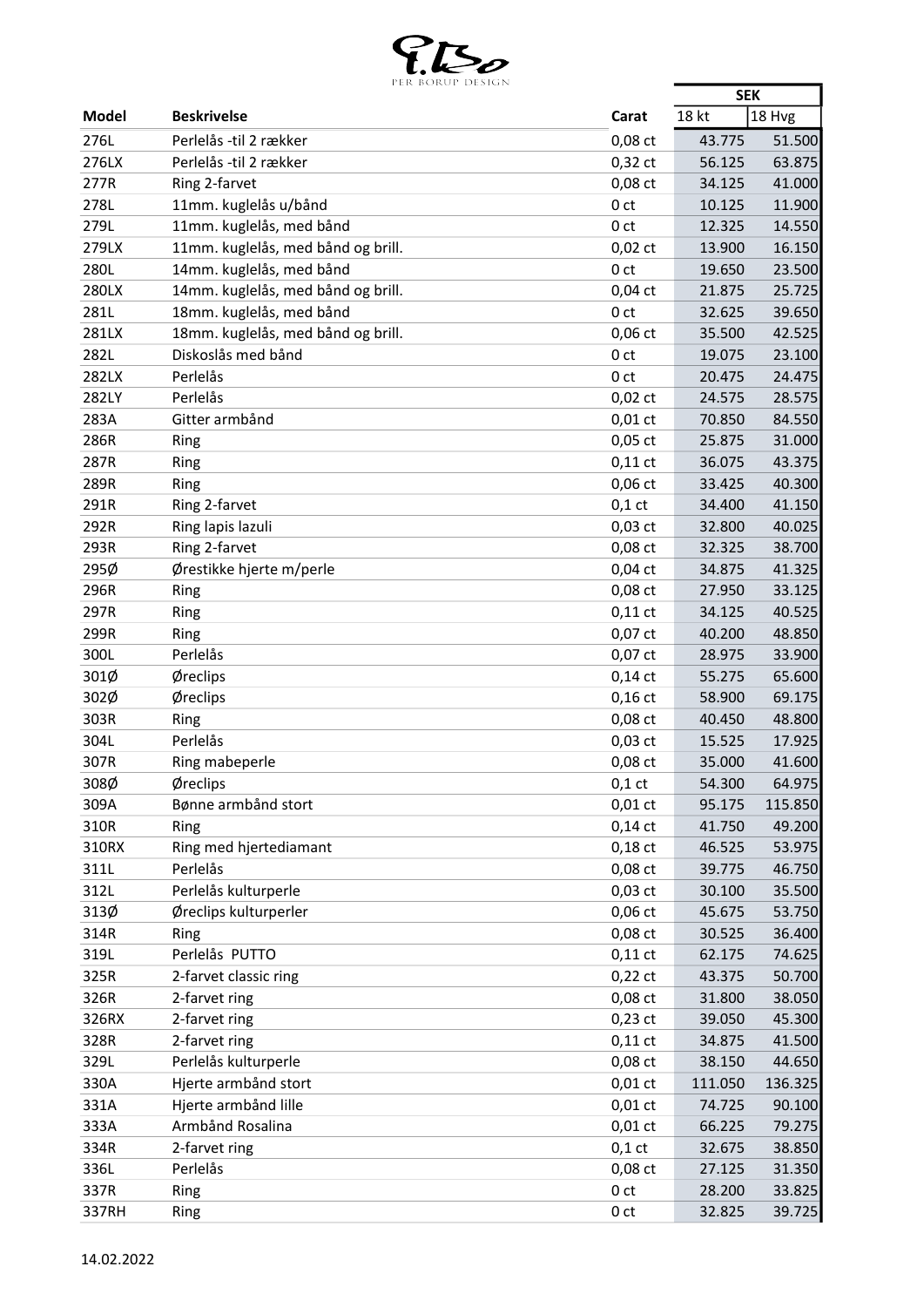PER BORUP DESIGN

| Model | Beskrivelse | Carat | SEK | |
|---|---|---|---|---|
| | | | 18 kt | 18 Hvg |
| 276L | Perlelås -til 2 rækker | 0,08 ct | 43.775 | 51.500 |
| 276LX | Perlelås -til 2 rækker | 0,32 ct | 56.125 | 63.875 |
| 277R | Ring 2-farvet | 0,08 ct | 34.125 | 41.000 |
| 278L | 11mm. kuglelås u/bånd | 0 ct | 10.125 | 11.900 |
| 279L | 11mm. kuglelås, med bånd | 0 ct | 12.325 | 14.550 |
| 279LX | 11mm. kuglelås, med bånd og brill. | 0,02 ct | 13.900 | 16.150 |
| 280L | 14mm. kuglelås, med bånd | 0 ct | 19.650 | 23.500 |
| 280LX | 14mm. kuglelås, med bånd og brill. | 0,04 ct | 21.875 | 25.725 |
| 281L | 18mm. kuglelås, med bånd | 0 ct | 32.625 | 39.650 |
| 281LX | 18mm. kuglelås, med bånd og brill. | 0,06 ct | 35.500 | 42.525 |
| 282L | Diskoslås med bånd | 0 ct | 19.075 | 23.100 |
| 282LX | Perlelås | 0 ct | 20.475 | 24.475 |
| 282LY | Perlelås | 0,02 ct | 24.575 | 28.575 |
| 283A | Gitter armbånd | 0,01 ct | 70.850 | 84.550 |
| 286R | Ring | 0,05 ct | 25.875 | 31.000 |
| 287R | Ring | 0,11 ct | 36.075 | 43.375 |
| 289R | Ring | 0,06 ct | 33.425 | 40.300 |
| 291R | Ring 2-farvet | 0,1 ct | 34.400 | 41.150 |
| 292R | Ring lapis lazuli | 0,03 ct | 32.800 | 40.025 |
| 293R | Ring 2-farvet | 0,08 ct | 32.325 | 38.700 |
| 295Ø | Ørestikke hjerte m/perle | 0,04 ct | 34.875 | 41.325 |
| 296R | Ring | 0,08 ct | 27.950 | 33.125 |
| 297R | Ring | 0,11 ct | 34.125 | 40.525 |
| 299R | Ring | 0,07 ct | 40.200 | 48.850 |
| 300L | Perlelås | 0,07 ct | 28.975 | 33.900 |
| 301Ø | Øreclips | 0,14 ct | 55.275 | 65.600 |
| 302Ø | Øreclips | 0,16 ct | 58.900 | 69.175 |
| 303R | Ring | 0,08 ct | 40.450 | 48.800 |
| 304L | Perlelås | 0,03 ct | 15.525 | 17.925 |
| 307R | Ring mabeperle | 0,08 ct | 35.000 | 41.600 |
| 308Ø | Øreclips | 0,1 ct | 54.300 | 64.975 |
| 309A | Bønne armbånd stort | 0,01 ct | 95.175 | 115.850 |
| 310R | Ring | 0,14 ct | 41.750 | 49.200 |
| 310RX | Ring med hjertediamant | 0,18 ct | 46.525 | 53.975 |
| 311L | Perlelås | 0,08 ct | 39.775 | 46.750 |
| 312L | Perlelås kulturperle | 0,03 ct | 30.100 | 35.500 |
| 313Ø | Øreclips kulturperler | 0,06 ct | 45.675 | 53.750 |
| 314R | Ring | 0,08 ct | 30.525 | 36.400 |
| 319L | Perlelås PUTTO | 0,11 ct | 62.175 | 74.625 |
| 325R | 2-farvet classic ring | 0,22 ct | 43.375 | 50.700 |
| 326R | 2-farvet ring | 0,08 ct | 31.800 | 38.050 |
| 326RX | 2-farvet ring | 0,23 ct | 39.050 | 45.300 |
| 328R | 2-farvet ring | 0,11 ct | 34.875 | 41.500 |
| 329L | Perlelås kulturperle | 0,08 ct | 38.150 | 44.650 |
| 330A | Hjerte armbånd stort | 0,01 ct | 111.050 | 136.325 |
| 331A | Hjerte armbånd lille | 0,01 ct | 74.725 | 90.100 |
| 333A | Armbånd Rosalina | 0,01 ct | 66.225 | 79.275 |
| 334R | 2-farvet ring | 0,1 ct | 32.675 | 38.850 |
| 336L | Perlelås | 0,08 ct | 27.125 | 31.350 |
| 337R | Ring | 0 ct | 28.200 | 33.825 |
| 337RH | Ring | 0 ct | 32.825 | 39.725 |

14.02.2022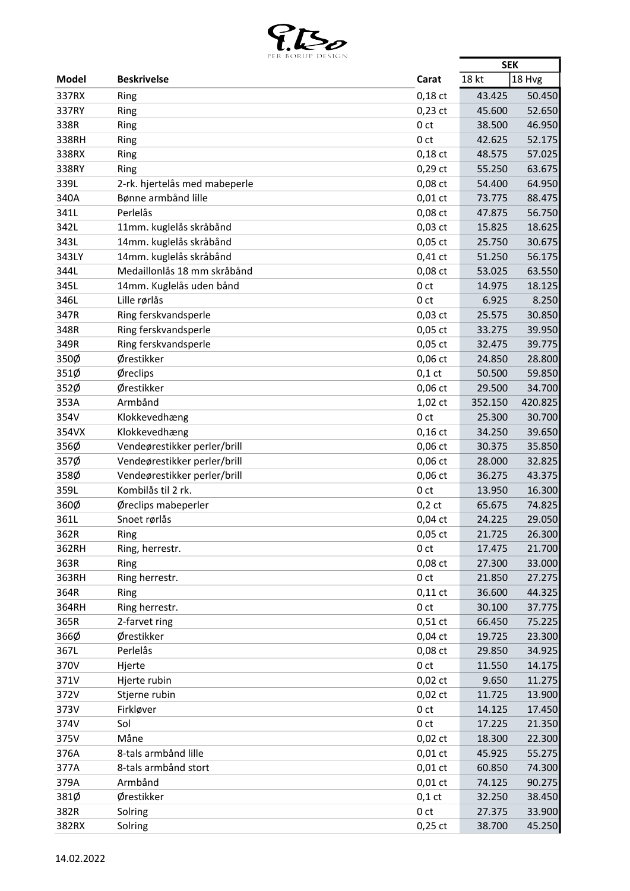PER BORUP DESIGN

| Model | Beskrivelse | Carat | SEK | |
|---|---|---|---|---|
| | | | 18 kt | 18 Hvg |
| 337RX | Ring | 0,18 ct | 43.425 | 50.450 |
| 337RY | Ring | 0,23 ct | 45.600 | 52.650 |
| 338R | Ring | 0 ct | 38.500 | 46.950 |
| 338RH | Ring | 0 ct | 42.625 | 52.175 |
| 338RX | Ring | 0,18 ct | 48.575 | 57.025 |
| 338RY | Ring | 0,29 ct | 55.250 | 63.675 |
| 339L | 2-rk. hjertelås med mabeperle | 0,08 ct | 54.400 | 64.950 |
| 340A | Bønne armbånd lille | 0,01 ct | 73.775 | 88.475 |
| 341L | Perlelås | 0,08 ct | 47.875 | 56.750 |
| 342L | 11mm. kuglelås skråbånd | 0,03 ct | 15.825 | 18.625 |
| 343L | 14mm. kuglelås skråbånd | 0,05 ct | 25.750 | 30.675 |
| 343LY | 14mm. kuglelås skråbånd | 0,41 ct | 51.250 | 56.175 |
| 344L | Medaillonlås 18 mm skråbånd | 0,08 ct | 53.025 | 63.550 |
| 345L | 14mm. Kuglelås uden bånd | 0 ct | 14.975 | 18.125 |
| 346L | Lille rørlås | 0 ct | 6.925 | 8.250 |
| 347R | Ring ferskvandsperle | 0,03 ct | 25.575 | 30.850 |
| 348R | Ring ferskvandsperle | 0,05 ct | 33.275 | 39.950 |
| 349R | Ring ferskvandsperle | 0,05 ct | 32.475 | 39.775 |
| 350Ø | Ørestikker | 0,06 ct | 24.850 | 28.800 |
| 351Ø | Øreclips | 0,1 ct | 50.500 | 59.850 |
| 352Ø | Ørestikker | 0,06 ct | 29.500 | 34.700 |
| 353A | Armbånd | 1,02 ct | 352.150 | 420.825 |
| 354V | Klokkevedhæng | 0 ct | 25.300 | 30.700 |
| 354VX | Klokkevedhæng | 0,16 ct | 34.250 | 39.650 |
| 356Ø | Vendeørestikker perler/brill | 0,06 ct | 30.375 | 35.850 |
| 357Ø | Vendeørestikker perler/brill | 0,06 ct | 28.000 | 32.825 |
| 358Ø | Vendeørestikker perler/brill | 0,06 ct | 36.275 | 43.375 |
| 359L | Kombilås til 2 rk. | 0 ct | 13.950 | 16.300 |
| 360Ø | Øreclips mabeperler | 0,2 ct | 65.675 | 74.825 |
| 361L | Snoet rørlås | 0,04 ct | 24.225 | 29.050 |
| 362R | Ring | 0,05 ct | 21.725 | 26.300 |
| 362RH | Ring, herrestr. | 0 ct | 17.475 | 21.700 |
| 363R | Ring | 0,08 ct | 27.300 | 33.000 |
| 363RH | Ring herrestr. | 0 ct | 21.850 | 27.275 |
| 364R | Ring | 0,11 ct | 36.600 | 44.325 |
| 364RH | Ring herrestr. | 0 ct | 30.100 | 37.775 |
| 365R | 2-farvet ring | 0,51 ct | 66.450 | 75.225 |
| 366Ø | Ørestikker | 0,04 ct | 19.725 | 23.300 |
| 367L | Perlelås | 0,08 ct | 29.850 | 34.925 |
| 370V | Hjerte | 0 ct | 11.550 | 14.175 |
| 371V | Hjerte rubin | 0,02 ct | 9.650 | 11.275 |
| 372V | Stjerne rubin | 0,02 ct | 11.725 | 13.900 |
| 373V | Firkløver | 0 ct | 14.125 | 17.450 |
| 374V | Sol | 0 ct | 17.225 | 21.350 |
| 375V | Måne | 0,02 ct | 18.300 | 22.300 |
| 376A | 8-tals armbånd lille | 0,01 ct | 45.925 | 55.275 |
| 377A | 8-tals armbånd stort | 0,01 ct | 60.850 | 74.300 |
| 379A | Armbånd | 0,01 ct | 74.125 | 90.275 |
| 381Ø | Ørestikker | 0,1 ct | 32.250 | 38.450 |
| 382R | Solring | 0 ct | 27.375 | 33.900 |
| 382RX | Solring | 0,25 ct | 38.700 | 45.250 |

14.02.2022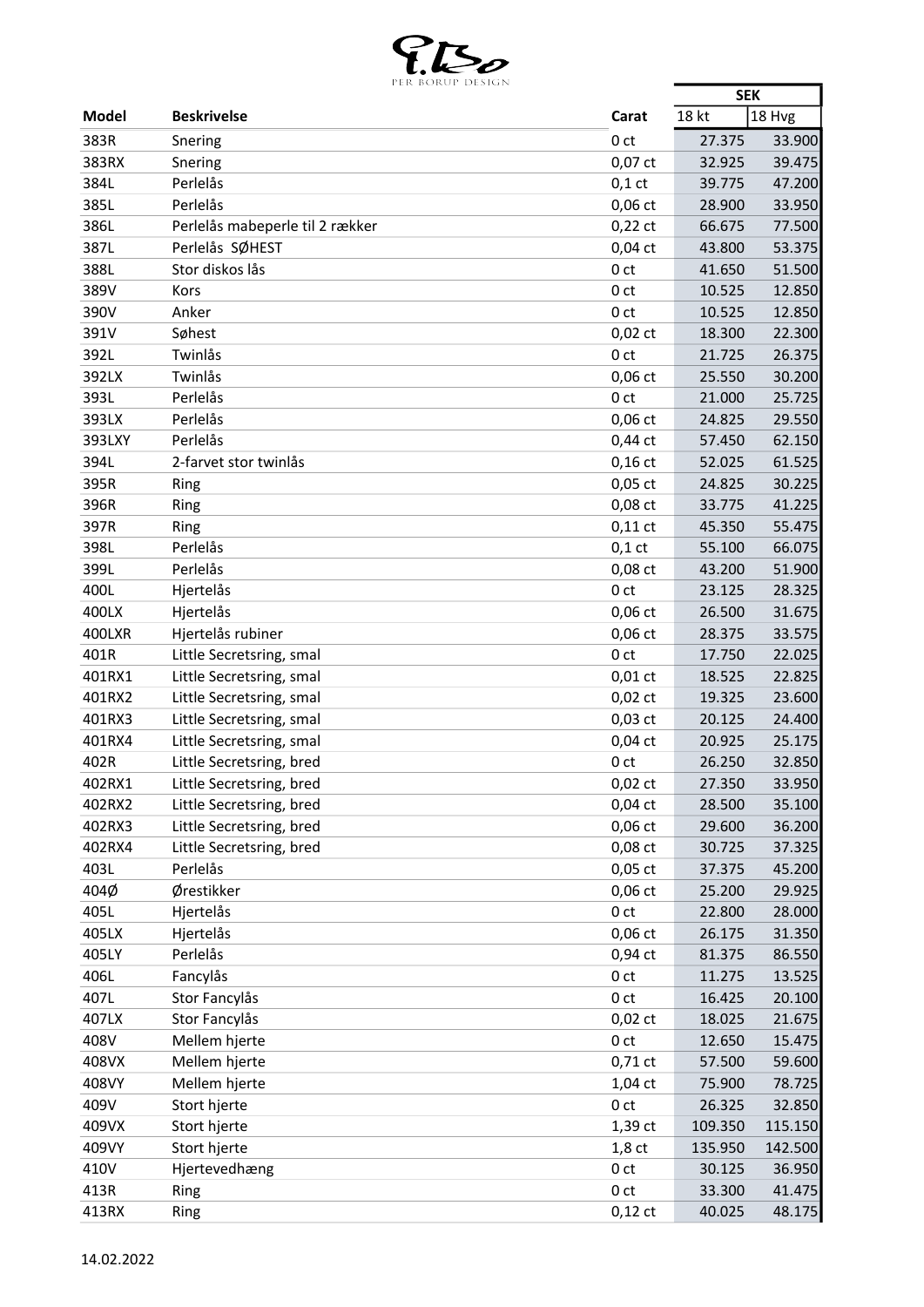PER BORUP DESIGN

| Model | Beskrivelse | Carat | SEK | |
|---|---|---|---|---|
| | | | 18 kt | 18 Hvg |
| 383R | Snering | 0 ct | 27.375 | 33.900 |
| 383RX | Snering | 0,07 ct | 32.925 | 39.475 |
| 384L | Perlelås | 0,1 ct | 39.775 | 47.200 |
| 385L | Perlelås | 0,06 ct | 28.900 | 33.950 |
| 386L | Perlelås mabeperle til 2 rækker | 0,22 ct | 66.675 | 77.500 |
| 387L | Perlelås SØHEST | 0,04 ct | 43.800 | 53.375 |
| 388L | Stor diskos lås | 0 ct | 41.650 | 51.500 |
| 389V | Kors | 0 ct | 10.525 | 12.850 |
| 390V | Anker | 0 ct | 10.525 | 12.850 |
| 391V | Søhest | 0,02 ct | 18.300 | 22.300 |
| 392L | Twinlås | 0 ct | 21.725 | 26.375 |
| 392LX | Twinlås | 0,06 ct | 25.550 | 30.200 |
| 393L | Perlelås | 0 ct | 21.000 | 25.725 |
| 393LX | Perlelås | 0,06 ct | 24.825 | 29.550 |
| 393LXY | Perlelås | 0,44 ct | 57.450 | 62.150 |
| 394L | 2-farvet stor twinlås | 0,16 ct | 52.025 | 61.525 |
| 395R | Ring | 0,05 ct | 24.825 | 30.225 |
| 396R | Ring | 0,08 ct | 33.775 | 41.225 |
| 397R | Ring | 0,11 ct | 45.350 | 55.475 |
| 398L | Perlelås | 0,1 ct | 55.100 | 66.075 |
| 399L | Perlelås | 0,08 ct | 43.200 | 51.900 |
| 400L | Hjertelås | 0 ct | 23.125 | 28.325 |
| 400LX | Hjertelås | 0,06 ct | 26.500 | 31.675 |
| 400LXR | Hjertelås rubiner | 0,06 ct | 28.375 | 33.575 |
| 401R | Little Secretsring, smal | 0 ct | 17.750 | 22.025 |
| 401RX1 | Little Secretsring, smal | 0,01 ct | 18.525 | 22.825 |
| 401RX2 | Little Secretsring, smal | 0,02 ct | 19.325 | 23.600 |
| 401RX3 | Little Secretsring, smal | 0,03 ct | 20.125 | 24.400 |
| 401RX4 | Little Secretsring, smal | 0,04 ct | 20.925 | 25.175 |
| 402R | Little Secretsring, bred | 0 ct | 26.250 | 32.850 |
| 402RX1 | Little Secretsring, bred | 0,02 ct | 27.350 | 33.950 |
| 402RX2 | Little Secretsring, bred | 0,04 ct | 28.500 | 35.100 |
| 402RX3 | Little Secretsring, bred | 0,06 ct | 29.600 | 36.200 |
| 402RX4 | Little Secretsring, bred | 0,08 ct | 30.725 | 37.325 |
| 403L | Perlelås | 0,05 ct | 37.375 | 45.200 |
| 404Ø | Ørestikker | 0,06 ct | 25.200 | 29.925 |
| 405L | Hjertelås | 0 ct | 22.800 | 28.000 |
| 405LX | Hjertelås | 0,06 ct | 26.175 | 31.350 |
| 405LY | Perlelås | 0,94 ct | 81.375 | 86.550 |
| 406L | Fancylås | 0 ct | 11.275 | 13.525 |
| 407L | Stor Fancylås | 0 ct | 16.425 | 20.100 |
| 407LX | Stor Fancylås | 0,02 ct | 18.025 | 21.675 |
| 408V | Mellem hjerte | 0 ct | 12.650 | 15.475 |
| 408VX | Mellem hjerte | 0,71 ct | 57.500 | 59.600 |
| 408VY | Mellem hjerte | 1,04 ct | 75.900 | 78.725 |
| 409V | Stort hjerte | 0 ct | 26.325 | 32.850 |
| 409VX | Stort hjerte | 1,39 ct | 109.350 | 115.150 |
| 409VY | Stort hjerte | 1,8 ct | 135.950 | 142.500 |
| 410V | Hjertevedhæng | 0 ct | 30.125 | 36.950 |
| 413R | Ring | 0 ct | 33.300 | 41.475 |
| 413RX | Ring | 0,12 ct | 40.025 | 48.175 |

14.02.2022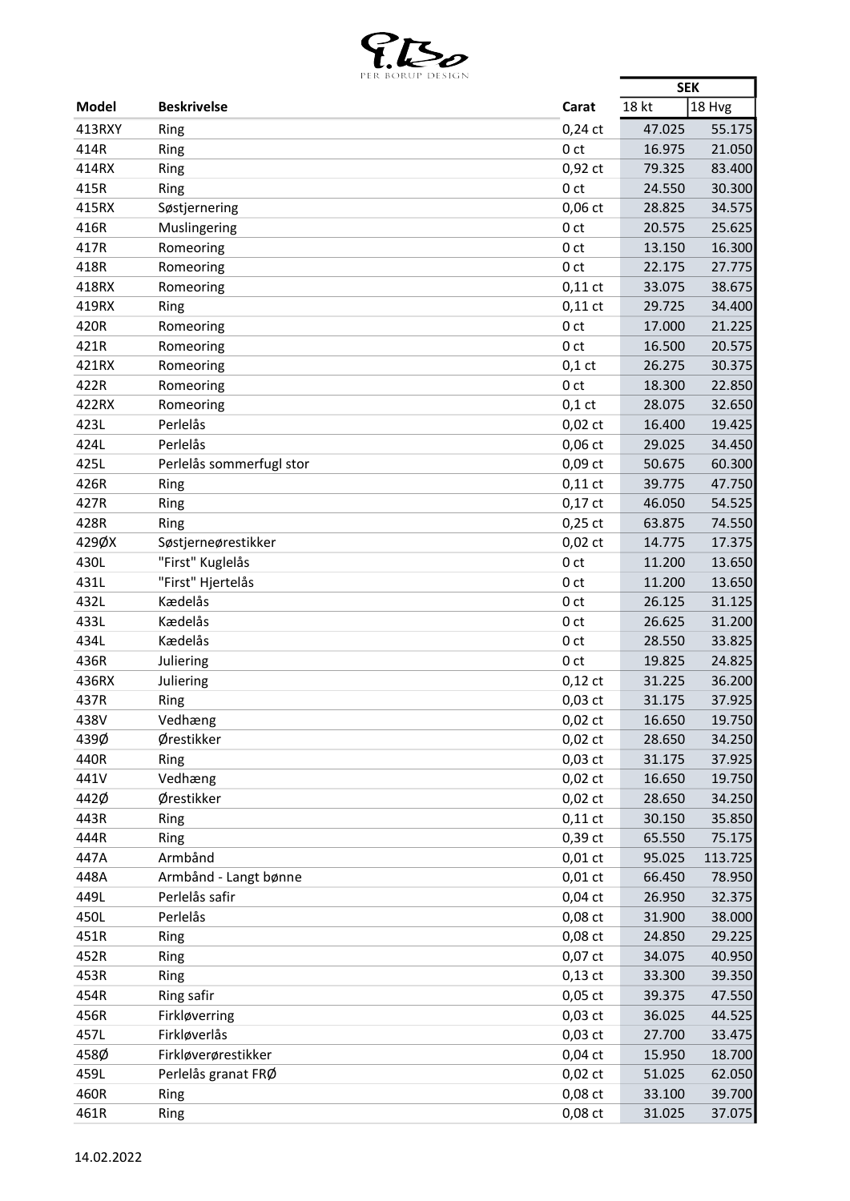PER BORUP DESIGN

| Model | Beskrivelse | Carat | SEK | |
|---|---|---|---|---|
| | | | 18 kt | 18 Hvg |
| 413RXY | Ring | 0,24 ct | 47.025 | 55.175 |
| 414R | Ring | 0 ct | 16.975 | 21.050 |
| 414RX | Ring | 0,92 ct | 79.325 | 83.400 |
| 415R | Ring | 0 ct | 24.550 | 30.300 |
| 415RX | Søstjernering | 0,06 ct | 28.825 | 34.575 |
| 416R | Muslingering | 0 ct | 20.575 | 25.625 |
| 417R | Romeoring | 0 ct | 13.150 | 16.300 |
| 418R | Romeoring | 0 ct | 22.175 | 27.775 |
| 418RX | Romeoring | 0,11 ct | 33.075 | 38.675 |
| 419RX | Ring | 0,11 ct | 29.725 | 34.400 |
| 420R | Romeoring | 0 ct | 17.000 | 21.225 |
| 421R | Romeoring | 0 ct | 16.500 | 20.575 |
| 421RX | Romeoring | 0,1 ct | 26.275 | 30.375 |
| 422R | Romeoring | 0 ct | 18.300 | 22.850 |
| 422RX | Romeoring | 0,1 ct | 28.075 | 32.650 |
| 423L | Perlelås | 0,02 ct | 16.400 | 19.425 |
| 424L | Perlelås | 0,06 ct | 29.025 | 34.450 |
| 425L | Perlelås sommerfugl stor | 0,09 ct | 50.675 | 60.300 |
| 426R | Ring | 0,11 ct | 39.775 | 47.750 |
| 427R | Ring | 0,17 ct | 46.050 | 54.525 |
| 428R | Ring | 0,25 ct | 63.875 | 74.550 |
| 429ØX | Søstjerneørestikker | 0,02 ct | 14.775 | 17.375 |
| 430L | "First" Kuglelås | 0 ct | 11.200 | 13.650 |
| 431L | "First" Hjertelås | 0 ct | 11.200 | 13.650 |
| 432L | Kædelås | 0 ct | 26.125 | 31.125 |
| 433L | Kædelås | 0 ct | 26.625 | 31.200 |
| 434L | Kædelås | 0 ct | 28.550 | 33.825 |
| 436R | Juliering | 0 ct | 19.825 | 24.825 |
| 436RX | Juliering | 0,12 ct | 31.225 | 36.200 |
| 437R | Ring | 0,03 ct | 31.175 | 37.925 |
| 438V | Vedhæng | 0,02 ct | 16.650 | 19.750 |
| 439Ø | Ørestikker | 0,02 ct | 28.650 | 34.250 |
| 440R | Ring | 0,03 ct | 31.175 | 37.925 |
| 441V | Vedhæng | 0,02 ct | 16.650 | 19.750 |
| 442Ø | Ørestikker | 0,02 ct | 28.650 | 34.250 |
| 443R | Ring | 0,11 ct | 30.150 | 35.850 |
| 444R | Ring | 0,39 ct | 65.550 | 75.175 |
| 447A | Armbånd | 0,01 ct | 95.025 | 113.725 |
| 448A | Armbånd - Langt bønne | 0,01 ct | 66.450 | 78.950 |
| 449L | Perlelås safir | 0,04 ct | 26.950 | 32.375 |
| 450L | Perlelås | 0,08 ct | 31.900 | 38.000 |
| 451R | Ring | 0,08 ct | 24.850 | 29.225 |
| 452R | Ring | 0,07 ct | 34.075 | 40.950 |
| 453R | Ring | 0,13 ct | 33.300 | 39.350 |
| 454R | Ring safir | 0,05 ct | 39.375 | 47.550 |
| 456R | Firkløverring | 0,03 ct | 36.025 | 44.525 |
| 457L | Firkløverlås | 0,03 ct | 27.700 | 33.475 |
| 458Ø | Firkløverørestikker | 0,04 ct | 15.950 | 18.700 |
| 459L | Perlelås granat FRØ | 0,02 ct | 51.025 | 62.050 |
| 460R | Ring | 0,08 ct | 33.100 | 39.700 |
| 461R | Ring | 0,08 ct | 31.025 | 37.075 |

14.02.2022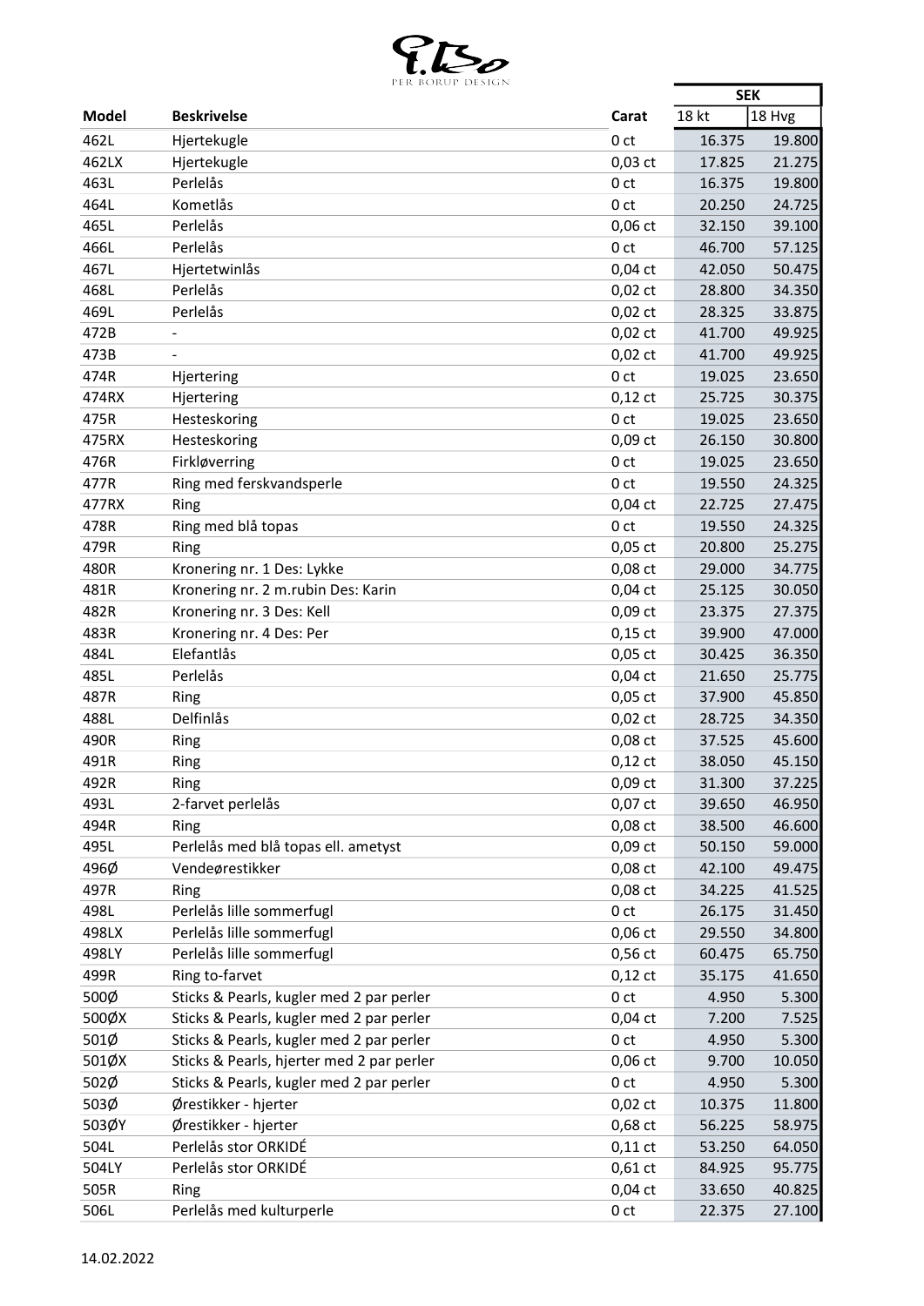PER BORUP DESIGN

| Model | Beskrivelse | Carat | SEK | |
|---|---|---|---|---|
| | | | 18 kt | 18 Hvg |
| 462L | Hjertekugle | 0 ct | 16.375 | 19.800 |
| 462LX | Hjertekugle | 0,03 ct | 17.825 | 21.275 |
| 463L | Perlelås | 0 ct | 16.375 | 19.800 |
| 464L | Kometlås | 0 ct | 20.250 | 24.725 |
| 465L | Perlelås | 0,06 ct | 32.150 | 39.100 |
| 466L | Perlelås | 0 ct | 46.700 | 57.125 |
| 467L | Hjertetwinlås | 0,04 ct | 42.050 | 50.475 |
| 468L | Perlelås | 0,02 ct | 28.800 | 34.350 |
| 469L | Perlelås | 0,02 ct | 28.325 | 33.875 |
| 472B | - | 0,02 ct | 41.700 | 49.925 |
| 473B | - | 0,02 ct | 41.700 | 49.925 |
| 474R | Hjertering | 0 ct | 19.025 | 23.650 |
| 474RX | Hjertering | 0,12 ct | 25.725 | 30.375 |
| 475R | Hesteskoring | 0 ct | 19.025 | 23.650 |
| 475RX | Hesteskoring | 0,09 ct | 26.150 | 30.800 |
| 476R | Firkløverring | 0 ct | 19.025 | 23.650 |
| 477R | Ring med ferskvandsperle | 0 ct | 19.550 | 24.325 |
| 477RX | Ring | 0,04 ct | 22.725 | 27.475 |
| 478R | Ring med blå topas | 0 ct | 19.550 | 24.325 |
| 479R | Ring | 0,05 ct | 20.800 | 25.275 |
| 480R | Kronering nr. 1 Des: Lykke | 0,08 ct | 29.000 | 34.775 |
| 481R | Kronering nr. 2 m.rubin Des: Karin | 0,04 ct | 25.125 | 30.050 |
| 482R | Kronering nr. 3 Des: Kell | 0,09 ct | 23.375 | 27.375 |
| 483R | Kronering nr. 4 Des: Per | 0,15 ct | 39.900 | 47.000 |
| 484L | Elefantlås | 0,05 ct | 30.425 | 36.350 |
| 485L | Perlelås | 0,04 ct | 21.650 | 25.775 |
| 487R | Ring | 0,05 ct | 37.900 | 45.850 |
| 488L | Delfinlås | 0,02 ct | 28.725 | 34.350 |
| 490R | Ring | 0,08 ct | 37.525 | 45.600 |
| 491R | Ring | 0,12 ct | 38.050 | 45.150 |
| 492R | Ring | 0,09 ct | 31.300 | 37.225 |
| 493L | 2-farvet perlelås | 0,07 ct | 39.650 | 46.950 |
| 494R | Ring | 0,08 ct | 38.500 | 46.600 |
| 495L | Perlelås med blå topas ell. ametyst | 0,09 ct | 50.150 | 59.000 |
| 496Ø | Vendeørestikker | 0,08 ct | 42.100 | 49.475 |
| 497R | Ring | 0,08 ct | 34.225 | 41.525 |
| 498L | Perlelås lille sommerfugl | 0 ct | 26.175 | 31.450 |
| 498LX | Perlelås lille sommerfugl | 0,06 ct | 29.550 | 34.800 |
| 498LY | Perlelås lille sommerfugl | 0,56 ct | 60.475 | 65.750 |
| 499R | Ring to-farvet | 0,12 ct | 35.175 | 41.650 |
| 500Ø | Sticks & Pearls, kugler med 2 par perler | 0 ct | 4.950 | 5.300 |
| 500ØX | Sticks & Pearls, kugler med 2 par perler | 0,04 ct | 7.200 | 7.525 |
| 501Ø | Sticks & Pearls, kugler med 2 par perler | 0 ct | 4.950 | 5.300 |
| 501ØX | Sticks & Pearls, hjerter med 2 par perler | 0,06 ct | 9.700 | 10.050 |
| 502Ø | Sticks & Pearls, kugler med 2 par perler | 0 ct | 4.950 | 5.300 |
| 503Ø | Ørestikker - hjerter | 0,02 ct | 10.375 | 11.800 |
| 503ØY | Ørestikker - hjerter | 0,68 ct | 56.225 | 58.975 |
| 504L | Perlelås stor ORKIDÉ | 0,11 ct | 53.250 | 64.050 |
| 504LY | Perlelås stor ORKIDÉ | 0,61 ct | 84.925 | 95.775 |
| 505R | Ring | 0,04 ct | 33.650 | 40.825 |
| 506L | Perlelås med kulturperle | 0 ct | 22.375 | 27.100 |

14.02.2022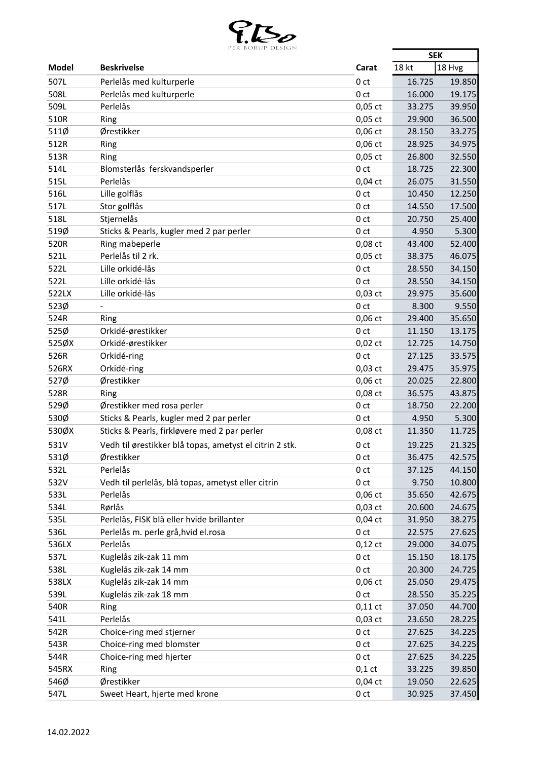PER BORUP DESIGN

| Model | Beskrivelse | Carat | SEK | |
|---|---|---|---|---|
| | | | 18 kt | 18 Hvg |
| 507L | Perlelås med kulturperle | 0 ct | 16.725 | 19.850 |
| 508L | Perlelås med kulturperle | 0 ct | 16.000 | 19.175 |
| 509L | Perlelås | 0,05 ct | 33.275 | 39.950 |
| 510R | Ring | 0,05 ct | 29.900 | 36.500 |
| 511Ø | Ørestikker | 0,06 ct | 28.150 | 33.275 |
| 512R | Ring | 0,06 ct | 28.925 | 34.975 |
| 513R | Ring | 0,05 ct | 26.800 | 32.550 |
| 514L | Blomsterlås ferskvandsperler | 0 ct | 18.725 | 22.300 |
| 515L | Perlelås | 0,04 ct | 26.075 | 31.550 |
| 516L | Lille golflås | 0 ct | 10.450 | 12.250 |
| 517L | Stor golflås | 0 ct | 14.550 | 17.500 |
| 518L | Stjernelås | 0 ct | 20.750 | 25.400 |
| 519Ø | Sticks & Pearls, kugler med 2 par perler | 0 ct | 4.950 | 5.300 |
| 520R | Ring mabeperle | 0,08 ct | 43.400 | 52.400 |
| 521L | Perlelås til 2 rk. | 0,05 ct | 38.375 | 46.075 |
| 522L | Lille orkidé-lås | 0 ct | 28.550 | 34.150 |
| 522L | Lille orkidé-lås | 0 ct | 28.550 | 34.150 |
| 522LX | Lille orkidé-lås | 0,03 ct | 29.975 | 35.600 |
| 523Ø | - | 0 ct | 8.300 | 9.550 |
| 524R | Ring | 0,06 ct | 29.400 | 35.650 |
| 525Ø | Orkidé-ørestikker | 0 ct | 11.150 | 13.175 |
| 525ØX | Orkidé-ørestikker | 0,02 ct | 12.725 | 14.750 |
| 526R | Orkidé-ring | 0 ct | 27.125 | 33.575 |
| 526RX | Orkidé-ring | 0,03 ct | 29.475 | 35.975 |
| 527Ø | Ørestikker | 0,06 ct | 20.025 | 22.800 |
| 528R | Ring | 0,08 ct | 36.575 | 43.875 |
| 529Ø | Ørestikker med rosa perler | 0 ct | 18.750 | 22.200 |
| 530Ø | Sticks & Pearls, kugler med 2 par perler | 0 ct | 4.950 | 5.300 |
| 530ØX | Sticks & Pearls, firkløvere med 2 par perler | 0,08 ct | 11.350 | 11.725 |
| 531V | Vedh til ørestikker blå topas, ametyst el citrin 2 stk. | 0 ct | 19.225 | 21.325 |
| 531Ø | Ørestikker | 0 ct | 36.475 | 42.575 |
| 532L | Perlelås | 0 ct | 37.125 | 44.150 |
| 532V | Vedh til perlelås, blå topas, ametyst eller citrin | 0 ct | 9.750 | 10.800 |
| 533L | Perlelås | 0,06 ct | 35.650 | 42.675 |
| 534L | Rørlås | 0,03 ct | 20.600 | 24.675 |
| 535L | Perlelås, FISK blå eller hvide brillanter | 0,04 ct | 31.950 | 38.275 |
| 536L | Perlelås m. perle grå,hvid el.rosa | 0 ct | 22.575 | 27.625 |
| 536LX | Perlelås | 0,12 ct | 29.000 | 34.075 |
| 537L | Kuglelås zik-zak 11 mm | 0 ct | 15.150 | 18.175 |
| 538L | Kuglelås zik-zak 14 mm | 0 ct | 20.300 | 24.725 |
| 538LX | Kuglelås zik-zak 14 mm | 0,06 ct | 25.050 | 29.475 |
| 539L | Kuglelås zik-zak 18 mm | 0 ct | 28.550 | 35.225 |
| 540R | Ring | 0,11 ct | 37.050 | 44.700 |
| 541L | Perlelås | 0,03 ct | 23.650 | 28.225 |
| 542R | Choice-ring med stjerner | 0 ct | 27.625 | 34.225 |
| 543R | Choice-ring med blomster | 0 ct | 27.625 | 34.225 |
| 544R | Choice-ring med hjerter | 0 ct | 27.625 | 34.225 |
| 545RX | Ring | 0,1 ct | 33.225 | 39.850 |
| 546Ø | Ørestikker | 0,04 ct | 19.050 | 22.625 |
| 547L | Sweet Heart, hjerte med krone | 0 ct | 30.925 | 37.450 |

14.02.2022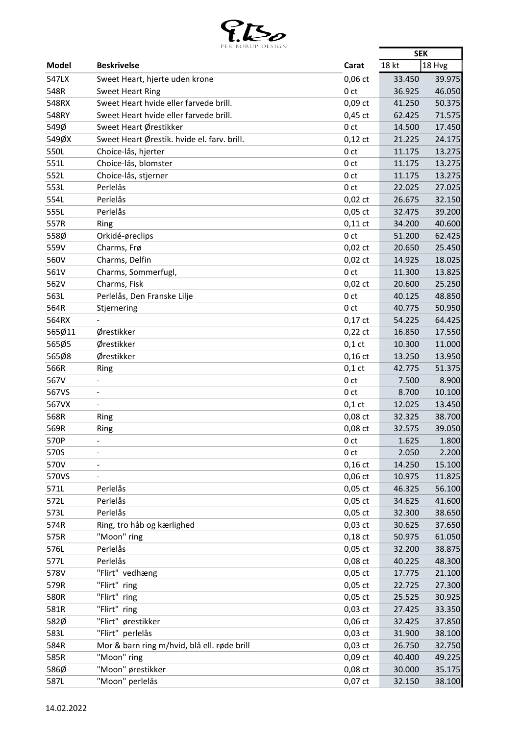PER BORUP DESIGN

| Model | Beskrivelse | Carat | SEK | |
|---|---|---|---|---|
| | | | 18 kt | 18 Hvg |
| 547LX | Sweet Heart, hjerte uden krone | 0,06 ct | 33.450 | 39.975 |
| 548R | Sweet Heart Ring | 0 ct | 36.925 | 46.050 |
| 548RX | Sweet Heart hvide eller farvede brill. | 0,09 ct | 41.250 | 50.375 |
| 548RY | Sweet Heart hvide eller farvede brill. | 0,45 ct | 62.425 | 71.575 |
| 549Ø | Sweet Heart Ørestikker | 0 ct | 14.500 | 17.450 |
| 549ØX | Sweet Heart Ørestik. hvide el. farv. brill. | 0,12 ct | 21.225 | 24.175 |
| 550L | Choice-lås, hjerter | 0 ct | 11.175 | 13.275 |
| 551L | Choice-lås, blomster | 0 ct | 11.175 | 13.275 |
| 552L | Choice-lås, stjerner | 0 ct | 11.175 | 13.275 |
| 553L | Perlelås | 0 ct | 22.025 | 27.025 |
| 554L | Perlelås | 0,02 ct | 26.675 | 32.150 |
| 555L | Perlelås | 0,05 ct | 32.475 | 39.200 |
| 557R | Ring | 0,11 ct | 34.200 | 40.600 |
| 558Ø | Orkidé-øreclips | 0 ct | 51.200 | 62.425 |
| 559V | Charms, Frø | 0,02 ct | 20.650 | 25.450 |
| 560V | Charms, Delfin | 0,02 ct | 14.925 | 18.025 |
| 561V | Charms, Sommerfugl, | 0 ct | 11.300 | 13.825 |
| 562V | Charms, Fisk | 0,02 ct | 20.600 | 25.250 |
| 563L | Perlelås, Den Franske Lilje | 0 ct | 40.125 | 48.850 |
| 564R | Stjernering | 0 ct | 40.775 | 50.950 |
| 564RX | - | 0,17 ct | 54.225 | 64.425 |
| 565Ø11 | Ørestikker | 0,22 ct | 16.850 | 17.550 |
| 565Ø5 | Ørestikker | 0,1 ct | 10.300 | 11.000 |
| 565Ø8 | Ørestikker | 0,16 ct | 13.250 | 13.950 |
| 566R | Ring | 0,1 ct | 42.775 | 51.375 |
| 567V | - | 0 ct | 7.500 | 8.900 |
| 567VS | - | 0 ct | 8.700 | 10.100 |
| 567VX | - | 0,1 ct | 12.025 | 13.450 |
| 568R | Ring | 0,08 ct | 32.325 | 38.700 |
| 569R | Ring | 0,08 ct | 32.575 | 39.050 |
| 570P | - | 0 ct | 1.625 | 1.800 |
| 570S | - | 0 ct | 2.050 | 2.200 |
| 570V | - | 0,16 ct | 14.250 | 15.100 |
| 570VS | - | 0,06 ct | 10.975 | 11.825 |
| 571L | Perlelås | 0,05 ct | 46.325 | 56.100 |
| 572L | Perlelås | 0,05 ct | 34.625 | 41.600 |
| 573L | Perlelås | 0,05 ct | 32.300 | 38.650 |
| 574R | Ring, tro håb og kærlighed | 0,03 ct | 30.625 | 37.650 |
| 575R | "Moon" ring | 0,18 ct | 50.975 | 61.050 |
| 576L | Perlelås | 0,05 ct | 32.200 | 38.875 |
| 577L | Perlelås | 0,08 ct | 40.225 | 48.300 |
| 578V | "Flirt" vedhæng | 0,05 ct | 17.775 | 21.100 |
| 579R | "Flirt" ring | 0,05 ct | 22.725 | 27.300 |
| 580R | "Flirt" ring | 0,05 ct | 25.525 | 30.925 |
| 581R | "Flirt" ring | 0,03 ct | 27.425 | 33.350 |
| 582Ø | "Flirt" ørestikker | 0,06 ct | 32.425 | 37.850 |
| 583L | "Flirt" perlelås | 0,03 ct | 31.900 | 38.100 |
| 584R | Mor & barn ring m/hvid, blå ell. røde brill | 0,03 ct | 26.750 | 32.750 |
| 585R | "Moon" ring | 0,09 ct | 40.400 | 49.225 |
| 586Ø | "Moon" ørestikker | 0,08 ct | 30.000 | 35.175 |
| 587L | "Moon" perlelås | 0,07 ct | 32.150 | 38.100 |

14.02.2022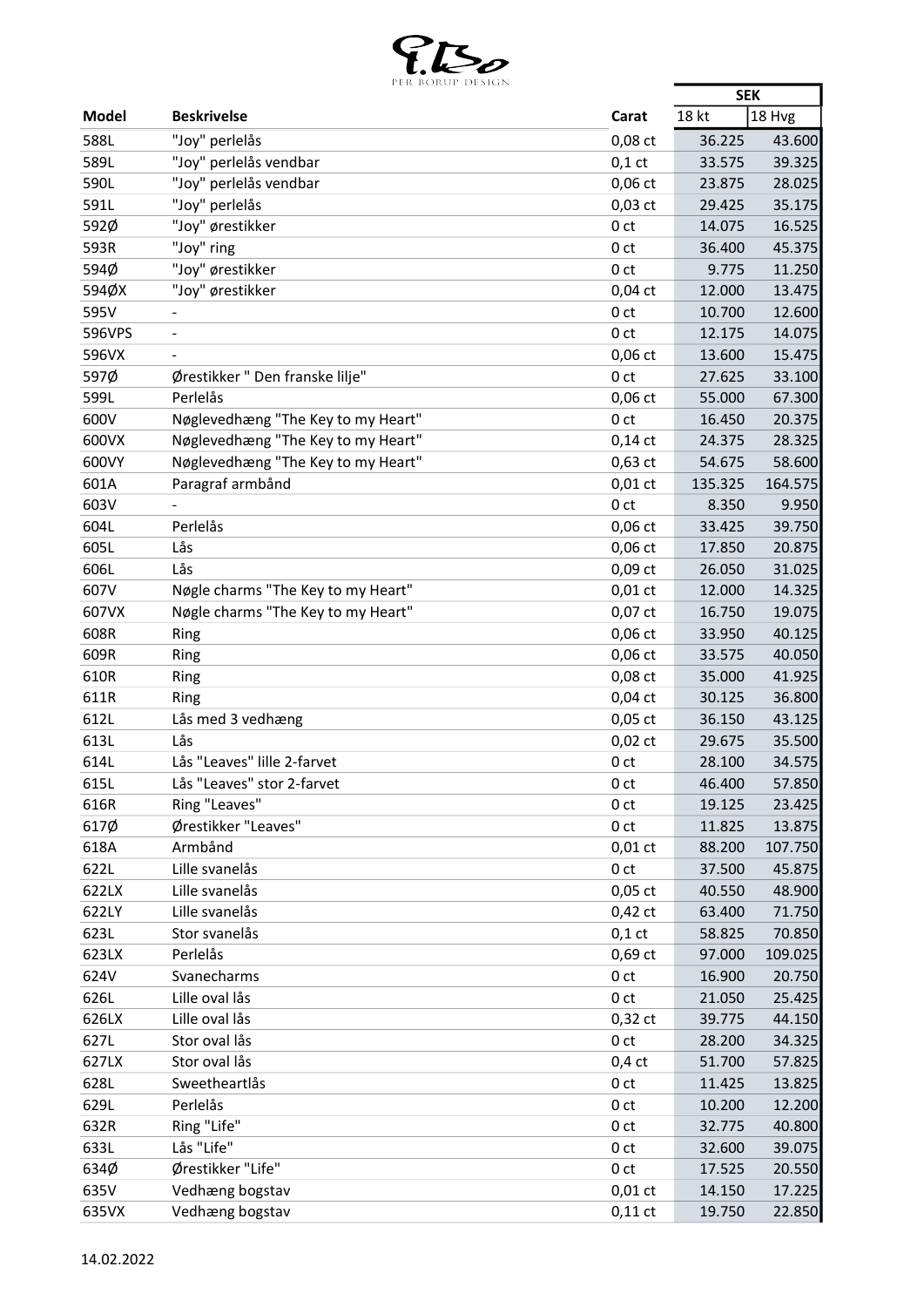PER BORUP DESIGN

| Model | Beskrivelse | Carat | SEK | |
|---|---|---|---|---|
| | | | 18 kt | 18 Hvg |
| 588L | "Joy" perlelås | 0,08 ct | 36.225 | 43.600 |
| 589L | "Joy" perlelås vendbar | 0,1 ct | 33.575 | 39.325 |
| 590L | "Joy" perlelås vendbar | 0,06 ct | 23.875 | 28.025 |
| 591L | "Joy" perlelås | 0,03 ct | 29.425 | 35.175 |
| 592Ø | "Joy" ørestikker | 0 ct | 14.075 | 16.525 |
| 593R | "Joy" ring | 0 ct | 36.400 | 45.375 |
| 594Ø | "Joy" ørestikker | 0 ct | 9.775 | 11.250 |
| 594ØX | "Joy" ørestikker | 0,04 ct | 12.000 | 13.475 |
| 595V | - | 0 ct | 10.700 | 12.600 |
| 596VPS | - | 0 ct | 12.175 | 14.075 |
| 596VX | - | 0,06 ct | 13.600 | 15.475 |
| 597Ø | Ørestikker " Den franske lilje" | 0 ct | 27.625 | 33.100 |
| 599L | Perlelås | 0,06 ct | 55.000 | 67.300 |
| 600V | Nøglevedhæng "The Key to my Heart" | 0 ct | 16.450 | 20.375 |
| 600VX | Nøglevedhæng "The Key to my Heart" | 0,14 ct | 24.375 | 28.325 |
| 600VY | Nøglevedhæng "The Key to my Heart" | 0,63 ct | 54.675 | 58.600 |
| 601A | Paragraf armbånd | 0,01 ct | 135.325 | 164.575 |
| 603V | - | 0 ct | 8.350 | 9.950 |
| 604L | Perlelås | 0,06 ct | 33.425 | 39.750 |
| 605L | Lås | 0,06 ct | 17.850 | 20.875 |
| 606L | Lås | 0,09 ct | 26.050 | 31.025 |
| 607V | Nøgle charms "The Key to my Heart" | 0,01 ct | 12.000 | 14.325 |
| 607VX | Nøgle charms "The Key to my Heart" | 0,07 ct | 16.750 | 19.075 |
| 608R | Ring | 0,06 ct | 33.950 | 40.125 |
| 609R | Ring | 0,06 ct | 33.575 | 40.050 |
| 610R | Ring | 0,08 ct | 35.000 | 41.925 |
| 611R | Ring | 0,04 ct | 30.125 | 36.800 |
| 612L | Lås med 3 vedhæng | 0,05 ct | 36.150 | 43.125 |
| 613L | Lås | 0,02 ct | 29.675 | 35.500 |
| 614L | Lås "Leaves" lille 2-farvet | 0 ct | 28.100 | 34.575 |
| 615L | Lås "Leaves" stor 2-farvet | 0 ct | 46.400 | 57.850 |
| 616R | Ring "Leaves" | 0 ct | 19.125 | 23.425 |
| 617Ø | Ørestikker "Leaves" | 0 ct | 11.825 | 13.875 |
| 618A | Armbånd | 0,01 ct | 88.200 | 107.750 |
| 622L | Lille svanelås | 0 ct | 37.500 | 45.875 |
| 622LX | Lille svanelås | 0,05 ct | 40.550 | 48.900 |
| 622LY | Lille svanelås | 0,42 ct | 63.400 | 71.750 |
| 623L | Stor svanelås | 0,1 ct | 58.825 | 70.850 |
| 623LX | Perlelås | 0,69 ct | 97.000 | 109.025 |
| 624V | Svanecharms | 0 ct | 16.900 | 20.750 |
| 626L | Lille oval lås | 0 ct | 21.050 | 25.425 |
| 626LX | Lille oval lås | 0,32 ct | 39.775 | 44.150 |
| 627L | Stor oval lås | 0 ct | 28.200 | 34.325 |
| 627LX | Stor oval lås | 0,4 ct | 51.700 | 57.825 |
| 628L | Sweetheartlås | 0 ct | 11.425 | 13.825 |
| 629L | Perlelås | 0 ct | 10.200 | 12.200 |
| 632R | Ring "Life" | 0 ct | 32.775 | 40.800 |
| 633L | Lås "Life" | 0 ct | 32.600 | 39.075 |
| 634Ø | Ørestikker "Life" | 0 ct | 17.525 | 20.550 |
| 635V | Vedhæng bogstav | 0,01 ct | 14.150 | 17.225 |
| 635VX | Vedhæng bogstav | 0,11 ct | 19.750 | 22.850 |

14.02.2022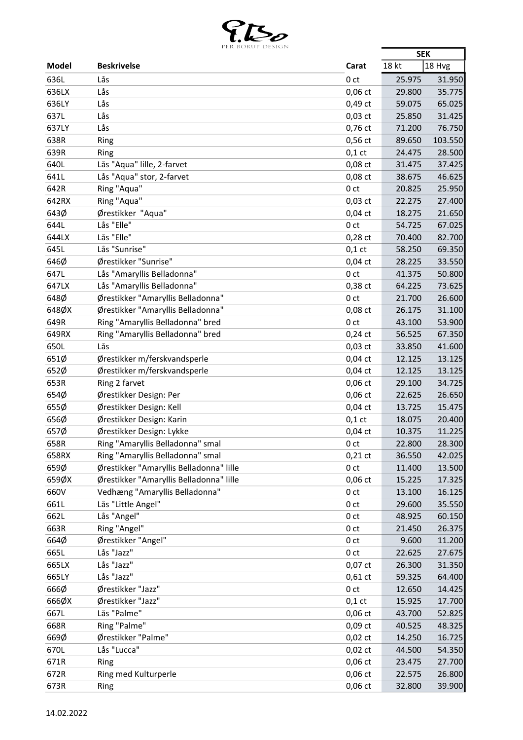PER BORUP DESIGN

| Model | Beskrivelse | Carat | SEK | |
|---|---|---|---|---|
| | | | 18 kt | 18 Hvg |
| 636L | Lås | 0 ct | 25.975 | 31.950 |
| 636LX | Lås | 0,06 ct | 29.800 | 35.775 |
| 636LY | Lås | 0,49 ct | 59.075 | 65.025 |
| 637L | Lås | 0,03 ct | 25.850 | 31.425 |
| 637LY | Lås | 0,76 ct | 71.200 | 76.750 |
| 638R | Ring | 0,56 ct | 89.650 | 103.550 |
| 639R | Ring | 0,1 ct | 24.475 | 28.500 |
| 640L | Lås "Aqua" lille, 2-farvet | 0,08 ct | 31.475 | 37.425 |
| 641L | Lås "Aqua" stor, 2-farvet | 0,08 ct | 38.675 | 46.625 |
| 642R | Ring "Aqua" | 0 ct | 20.825 | 25.950 |
| 642RX | Ring "Aqua" | 0,03 ct | 22.275 | 27.400 |
| 643Ø | Ørestikker "Aqua" | 0,04 ct | 18.275 | 21.650 |
| 644L | Lås "Elle" | 0 ct | 54.725 | 67.025 |
| 644LX | Lås "Elle" | 0,28 ct | 70.400 | 82.700 |
| 645L | Lås "Sunrise" | 0,1 ct | 58.250 | 69.350 |
| 646Ø | Ørestikker "Sunrise" | 0,04 ct | 28.225 | 33.550 |
| 647L | Lås "Amaryllis Belladonna" | 0 ct | 41.375 | 50.800 |
| 647LX | Lås "Amaryllis Belladonna" | 0,38 ct | 64.225 | 73.625 |
| 648Ø | Ørestikker "Amaryllis Belladonna" | 0 ct | 21.700 | 26.600 |
| 648ØX | Ørestikker "Amaryllis Belladonna" | 0,08 ct | 26.175 | 31.100 |
| 649R | Ring "Amaryllis Belladonna" bred | 0 ct | 43.100 | 53.900 |
| 649RX | Ring "Amaryllis Belladonna" bred | 0,24 ct | 56.525 | 67.350 |
| 650L | Lås | 0,03 ct | 33.850 | 41.600 |
| 651Ø | Ørestikker m/ferskvandsperle | 0,04 ct | 12.125 | 13.125 |
| 652Ø | Ørestikker m/ferskvandsperle | 0,04 ct | 12.125 | 13.125 |
| 653R | Ring 2 farvet | 0,06 ct | 29.100 | 34.725 |
| 654Ø | Ørestikker Design: Per | 0,06 ct | 22.625 | 26.650 |
| 655Ø | Ørestikker Design: Kell | 0,04 ct | 13.725 | 15.475 |
| 656Ø | Ørestikker Design: Karin | 0,1 ct | 18.075 | 20.400 |
| 657Ø | Ørestikker Design: Lykke | 0,04 ct | 10.375 | 11.225 |
| 658R | Ring "Amaryllis Belladonna" smal | 0 ct | 22.800 | 28.300 |
| 658RX | Ring "Amaryllis Belladonna" smal | 0,21 ct | 36.550 | 42.025 |
| 659Ø | Ørestikker "Amaryllis Belladonna" lille | 0 ct | 11.400 | 13.500 |
| 659ØX | Ørestikker "Amaryllis Belladonna" lille | 0,06 ct | 15.225 | 17.325 |
| 660V | Vedhæng "Amaryllis Belladonna" | 0 ct | 13.100 | 16.125 |
| 661L | Lås "Little Angel" | 0 ct | 29.600 | 35.550 |
| 662L | Lås "Angel" | 0 ct | 48.925 | 60.150 |
| 663R | Ring "Angel" | 0 ct | 21.450 | 26.375 |
| 664Ø | Ørestikker "Angel" | 0 ct | 9.600 | 11.200 |
| 665L | Lås "Jazz" | 0 ct | 22.625 | 27.675 |
| 665LX | Lås "Jazz" | 0,07 ct | 26.300 | 31.350 |
| 665LY | Lås "Jazz" | 0,61 ct | 59.325 | 64.400 |
| 666Ø | Ørestikker "Jazz" | 0 ct | 12.650 | 14.425 |
| 666ØX | Ørestikker "Jazz" | 0,1 ct | 15.925 | 17.700 |
| 667L | Lås "Palme" | 0,06 ct | 43.700 | 52.825 |
| 668R | Ring "Palme" | 0,09 ct | 40.525 | 48.325 |
| 669Ø | Ørestikker "Palme" | 0,02 ct | 14.250 | 16.725 |
| 670L | Lås "Lucca" | 0,02 ct | 44.500 | 54.350 |
| 671R | Ring | 0,06 ct | 23.475 | 27.700 |
| 672R | Ring med Kulturperle | 0,06 ct | 22.575 | 26.800 |
| 673R | Ring | 0,06 ct | 32.800 | 39.900 |

14.02.2022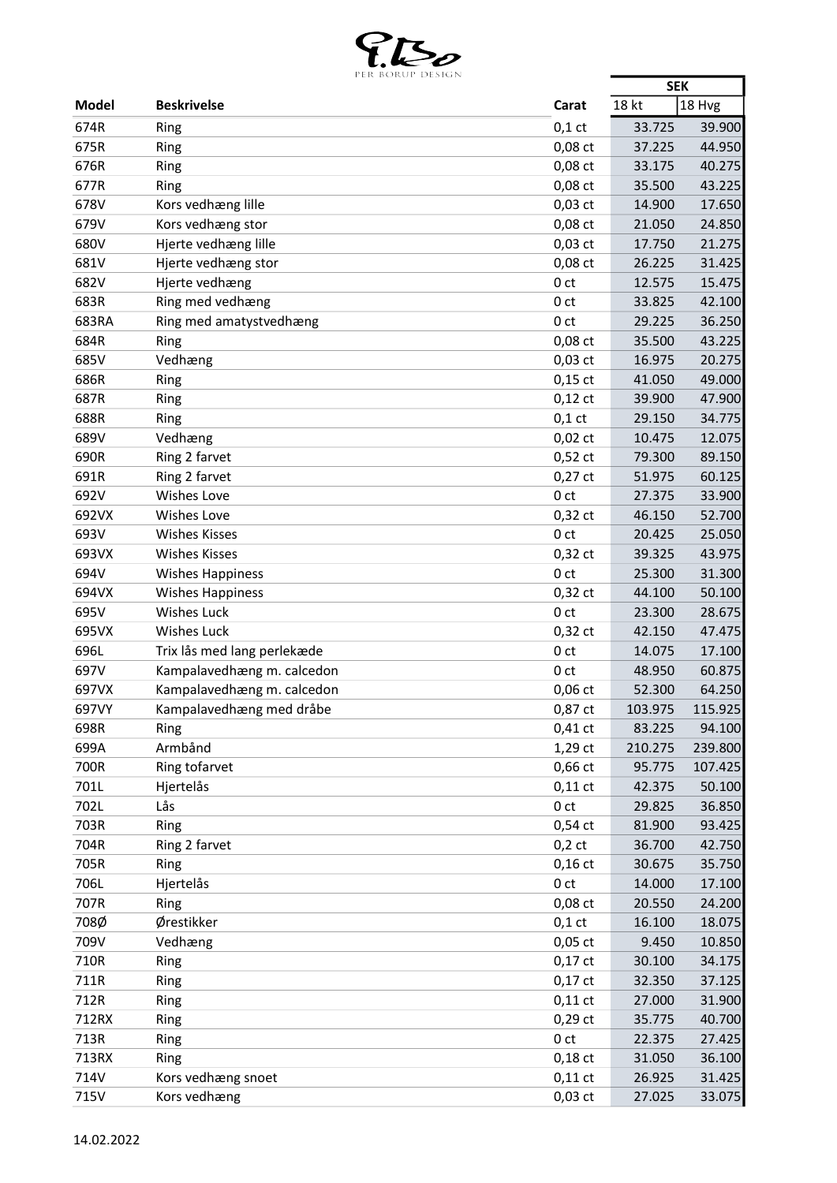PER BORUP DESIGN

| Model | Beskrivelse | Carat | SEK | |
|---|---|---|---|---|
| | | | 18 kt | 18 Hvg |
| 674R | Ring | 0,1 ct | 33.725 | 39.900 |
| 675R | Ring | 0,08 ct | 37.225 | 44.950 |
| 676R | Ring | 0,08 ct | 33.175 | 40.275 |
| 677R | Ring | 0,08 ct | 35.500 | 43.225 |
| 678V | Kors vedhæng lille | 0,03 ct | 14.900 | 17.650 |
| 679V | Kors vedhæng stor | 0,08 ct | 21.050 | 24.850 |
| 680V | Hjerte vedhæng lille | 0,03 ct | 17.750 | 21.275 |
| 681V | Hjerte vedhæng stor | 0,08 ct | 26.225 | 31.425 |
| 682V | Hjerte vedhæng | 0 ct | 12.575 | 15.475 |
| 683R | Ring med vedhæng | 0 ct | 33.825 | 42.100 |
| 683RA | Ring med amatystvedhæng | 0 ct | 29.225 | 36.250 |
| 684R | Ring | 0,08 ct | 35.500 | 43.225 |
| 685V | Vedhæng | 0,03 ct | 16.975 | 20.275 |
| 686R | Ring | 0,15 ct | 41.050 | 49.000 |
| 687R | Ring | 0,12 ct | 39.900 | 47.900 |
| 688R | Ring | 0,1 ct | 29.150 | 34.775 |
| 689V | Vedhæng | 0,02 ct | 10.475 | 12.075 |
| 690R | Ring 2 farvet | 0,52 ct | 79.300 | 89.150 |
| 691R | Ring 2 farvet | 0,27 ct | 51.975 | 60.125 |
| 692V | Wishes Love | 0 ct | 27.375 | 33.900 |
| 692VX | Wishes Love | 0,32 ct | 46.150 | 52.700 |
| 693V | Wishes Kisses | 0 ct | 20.425 | 25.050 |
| 693VX | Wishes Kisses | 0,32 ct | 39.325 | 43.975 |
| 694V | Wishes Happiness | 0 ct | 25.300 | 31.300 |
| 694VX | Wishes Happiness | 0,32 ct | 44.100 | 50.100 |
| 695V | Wishes Luck | 0 ct | 23.300 | 28.675 |
| 695VX | Wishes Luck | 0,32 ct | 42.150 | 47.475 |
| 696L | Trix lås med lang perlekæde | 0 ct | 14.075 | 17.100 |
| 697V | Kampalavedhæng m. calcedon | 0 ct | 48.950 | 60.875 |
| 697VX | Kampalavedhæng m. calcedon | 0,06 ct | 52.300 | 64.250 |
| 697VY | Kampalavedhæng med dråbe | 0,87 ct | 103.975 | 115.925 |
| 698R | Ring | 0,41 ct | 83.225 | 94.100 |
| 699A | Armbånd | 1,29 ct | 210.275 | 239.800 |
| 700R | Ring tofarvet | 0,66 ct | 95.775 | 107.425 |
| 701L | Hjertelås | 0,11 ct | 42.375 | 50.100 |
| 702L | Lås | 0 ct | 29.825 | 36.850 |
| 703R | Ring | 0,54 ct | 81.900 | 93.425 |
| 704R | Ring 2 farvet | 0,2 ct | 36.700 | 42.750 |
| 705R | Ring | 0,16 ct | 30.675 | 35.750 |
| 706L | Hjertelås | 0 ct | 14.000 | 17.100 |
| 707R | Ring | 0,08 ct | 20.550 | 24.200 |
| 708Ø | Ørestikker | 0,1 ct | 16.100 | 18.075 |
| 709V | Vedhæng | 0,05 ct | 9.450 | 10.850 |
| 710R | Ring | 0,17 ct | 30.100 | 34.175 |
| 711R | Ring | 0,17 ct | 32.350 | 37.125 |
| 712R | Ring | 0,11 ct | 27.000 | 31.900 |
| 712RX | Ring | 0,29 ct | 35.775 | 40.700 |
| 713R | Ring | 0 ct | 22.375 | 27.425 |
| 713RX | Ring | 0,18 ct | 31.050 | 36.100 |
| 714V | Kors vedhæng snoet | 0,11 ct | 26.925 | 31.425 |
| 715V | Kors vedhæng | 0,03 ct | 27.025 | 33.075 |

14.02.2022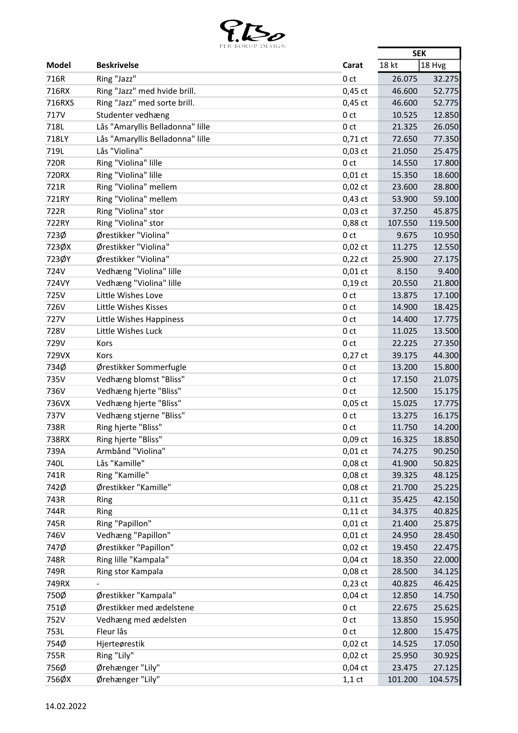PER BORUP DESIGN

| Model | Beskrivelse | Carat | SEK | |
|---|---|---|---|---|
| | | | 18 kt | 18 Hvg |
| 716R | Ring "Jazz" | 0 ct | 26.075 | 32.275 |
| 716RX | Ring "Jazz" med hvide brill. | 0,45 ct | 46.600 | 52.775 |
| 716RXS | Ring "Jazz" med sorte brill. | 0,45 ct | 46.600 | 52.775 |
| 717V | Studenter vedhæng | 0 ct | 10.525 | 12.850 |
| 718L | Lås "Amaryllis Belladonna" lille | 0 ct | 21.325 | 26.050 |
| 718LY | Lås "Amaryllis Belladonna" lille | 0,71 ct | 72.650 | 77.350 |
| 719L | Lås "Violina" | 0,03 ct | 21.050 | 25.475 |
| 720R | Ring "Violina" lille | 0 ct | 14.550 | 17.800 |
| 720RX | Ring "Violina" lille | 0,01 ct | 15.350 | 18.600 |
| 721R | Ring "Violina" mellem | 0,02 ct | 23.600 | 28.800 |
| 721RY | Ring "Violina" mellem | 0,43 ct | 53.900 | 59.100 |
| 722R | Ring "Violina" stor | 0,03 ct | 37.250 | 45.875 |
| 722RY | Ring "Violina" stor | 0,88 ct | 107.550 | 119.500 |
| 723Ø | Ørestikker "Violina" | 0 ct | 9.675 | 10.950 |
| 723ØX | Ørestikker "Violina" | 0,02 ct | 11.275 | 12.550 |
| 723ØY | Ørestikker "Violina" | 0,22 ct | 25.900 | 27.175 |
| 724V | Vedhæng "Violina" lille | 0,01 ct | 8.150 | 9.400 |
| 724VY | Vedhæng "Violina" lille | 0,19 ct | 20.550 | 21.800 |
| 725V | Little Wishes Love | 0 ct | 13.875 | 17.100 |
| 726V | Little Wishes Kisses | 0 ct | 14.900 | 18.425 |
| 727V | Little Wishes Happiness | 0 ct | 14.400 | 17.775 |
| 728V | Little Wishes Luck | 0 ct | 11.025 | 13.500 |
| 729V | Kors | 0 ct | 22.225 | 27.350 |
| 729VX | Kors | 0,27 ct | 39.175 | 44.300 |
| 734Ø | Ørestikker Sommerfugle | 0 ct | 13.200 | 15.800 |
| 735V | Vedhæng blomst "Bliss" | 0 ct | 17.150 | 21.075 |
| 736V | Vedhæng hjerte "Bliss" | 0 ct | 12.500 | 15.175 |
| 736VX | Vedhæng hjerte "Bliss" | 0,05 ct | 15.025 | 17.775 |
| 737V | Vedhæng stjerne "Bliss" | 0 ct | 13.275 | 16.175 |
| 738R | Ring hjerte "Bliss" | 0 ct | 11.750 | 14.200 |
| 738RX | Ring hjerte "Bliss" | 0,09 ct | 16.325 | 18.850 |
| 739A | Armbånd "Violina" | 0,01 ct | 74.275 | 90.250 |
| 740L | Lås "Kamille" | 0,08 ct | 41.900 | 50.825 |
| 741R | Ring "Kamille" | 0,08 ct | 39.325 | 48.125 |
| 742Ø | Ørestikker "Kamille" | 0,08 ct | 21.700 | 25.225 |
| 743R | Ring | 0,11 ct | 35.425 | 42.150 |
| 744R | Ring | 0,11 ct | 34.375 | 40.825 |
| 745R | Ring "Papillon" | 0,01 ct | 21.400 | 25.875 |
| 746V | Vedhæng "Papillon" | 0,01 ct | 24.950 | 28.450 |
| 747Ø | Ørestikker "Papillon" | 0,02 ct | 19.450 | 22.475 |
| 748R | Ring lille "Kampala" | 0,04 ct | 18.350 | 22.000 |
| 749R | Ring stor Kampala | 0,08 ct | 28.500 | 34.125 |
| 749RX | - | 0,23 ct | 40.825 | 46.425 |
| 750Ø | Ørestikker "Kampala" | 0,04 ct | 12.850 | 14.750 |
| 751Ø | Ørestikker med ædelstene | 0 ct | 22.675 | 25.625 |
| 752V | Vedhæng med ædelsten | 0 ct | 13.850 | 15.950 |
| 753L | Fleur lås | 0 ct | 12.800 | 15.475 |
| 754Ø | Hjerteørestik | 0,02 ct | 14.525 | 17.050 |
| 755R | Ring "Lily" | 0,02 ct | 25.950 | 30.925 |
| 756Ø | Ørehænger "Lily" | 0,04 ct | 23.475 | 27.125 |
| 756ØX | Ørehænger "Lily" | 1,1 ct | 101.200 | 104.575 |

14.02.2022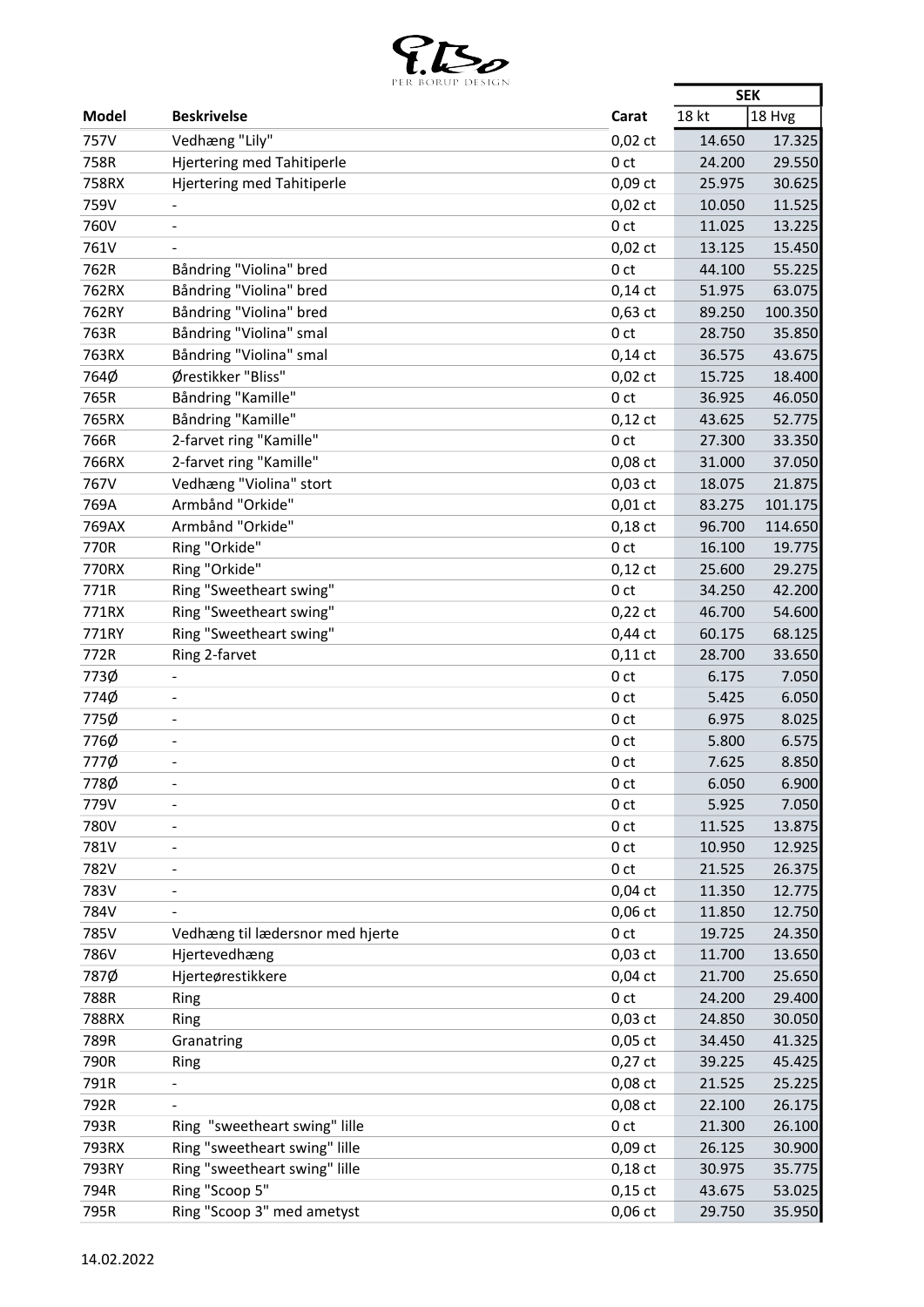| Model | Beskrivelse | Carat | SEK | |
|---|---|---|---|---|
| | | | 18 kt | 18 Hvg |
| 757V | Vedhæng "Lily" | 0,02 ct | 14.650 | 17.325 |
| 758R | Hjertering med Tahitiperle | 0 ct | 24.200 | 29.550 |
| 758RX | Hjertering med Tahitiperle | 0,09 ct | 25.975 | 30.625 |
| 759V | - | 0,02 ct | 10.050 | 11.525 |
| 760V | - | 0 ct | 11.025 | 13.225 |
| 761V | - | 0,02 ct | 13.125 | 15.450 |
| 762R | Båndring "Violina" bred | 0 ct | 44.100 | 55.225 |
| 762RX | Båndring "Violina" bred | 0,14 ct | 51.975 | 63.075 |
| 762RY | Båndring "Violina" bred | 0,63 ct | 89.250 | 100.350 |
| 763R | Båndring "Violina" smal | 0 ct | 28.750 | 35.850 |
| 763RX | Båndring "Violina" smal | 0,14 ct | 36.575 | 43.675 |
| 764Ø | Ørestikker "Bliss" | 0,02 ct | 15.725 | 18.400 |
| 765R | Båndring "Kamille" | 0 ct | 36.925 | 46.050 |
| 765RX | Båndring "Kamille" | 0,12 ct | 43.625 | 52.775 |
| 766R | 2-farvet ring "Kamille" | 0 ct | 27.300 | 33.350 |
| 766RX | 2-farvet ring "Kamille" | 0,08 ct | 31.000 | 37.050 |
| 767V | Vedhæng "Violina" stort | 0,03 ct | 18.075 | 21.875 |
| 769A | Armbånd "Orkide" | 0,01 ct | 83.275 | 101.175 |
| 769AX | Armbånd "Orkide" | 0,18 ct | 96.700 | 114.650 |
| 770R | Ring "Orkide" | 0 ct | 16.100 | 19.775 |
| 770RX | Ring "Orkide" | 0,12 ct | 25.600 | 29.275 |
| 771R | Ring "Sweetheart swing" | 0 ct | 34.250 | 42.200 |
| 771RX | Ring "Sweetheart swing" | 0,22 ct | 46.700 | 54.600 |
| 771RY | Ring "Sweetheart swing" | 0,44 ct | 60.175 | 68.125 |
| 772R | Ring 2-farvet | 0,11 ct | 28.700 | 33.650 |
| 773Ø | - | 0 ct | 6.175 | 7.050 |
| 774Ø | - | 0 ct | 5.425 | 6.050 |
| 775Ø | - | 0 ct | 6.975 | 8.025 |
| 776Ø | - | 0 ct | 5.800 | 6.575 |
| 777Ø | - | 0 ct | 7.625 | 8.850 |
| 778Ø | - | 0 ct | 6.050 | 6.900 |
| 779V | - | 0 ct | 5.925 | 7.050 |
| 780V | - | 0 ct | 11.525 | 13.875 |
| 781V | - | 0 ct | 10.950 | 12.925 |
| 782V | - | 0 ct | 21.525 | 26.375 |
| 783V | - | 0,04 ct | 11.350 | 12.775 |
| 784V | - | 0,06 ct | 11.850 | 12.750 |
| 785V | Vedhæng til lædersnor med hjerte | 0 ct | 19.725 | 24.350 |
| 786V | Hjertevedhæng | 0,03 ct | 11.700 | 13.650 |
| 787Ø | Hjerteørestikkere | 0,04 ct | 21.700 | 25.650 |
| 788R | Ring | 0 ct | 24.200 | 29.400 |
| 788RX | Ring | 0,03 ct | 24.850 | 30.050 |
| 789R | Granatring | 0,05 ct | 34.450 | 41.325 |
| 790R | Ring | 0,27 ct | 39.225 | 45.425 |
| 791R | - | 0,08 ct | 21.525 | 25.225 |
| 792R | - | 0,08 ct | 22.100 | 26.175 |
| 793R | Ring  "sweetheart swing" lille | 0 ct | 21.300 | 26.100 |
| 793RX | Ring "sweetheart swing" lille | 0,09 ct | 26.125 | 30.900 |
| 793RY | Ring "sweetheart swing" lille | 0,18 ct | 30.975 | 35.775 |
| 794R | Ring "Scoop 5" | 0,15 ct | 43.675 | 53.025 |
| 795R | Ring "Scoop 3" med ametyst | 0,06 ct | 29.750 | 35.950 |

14.02.2022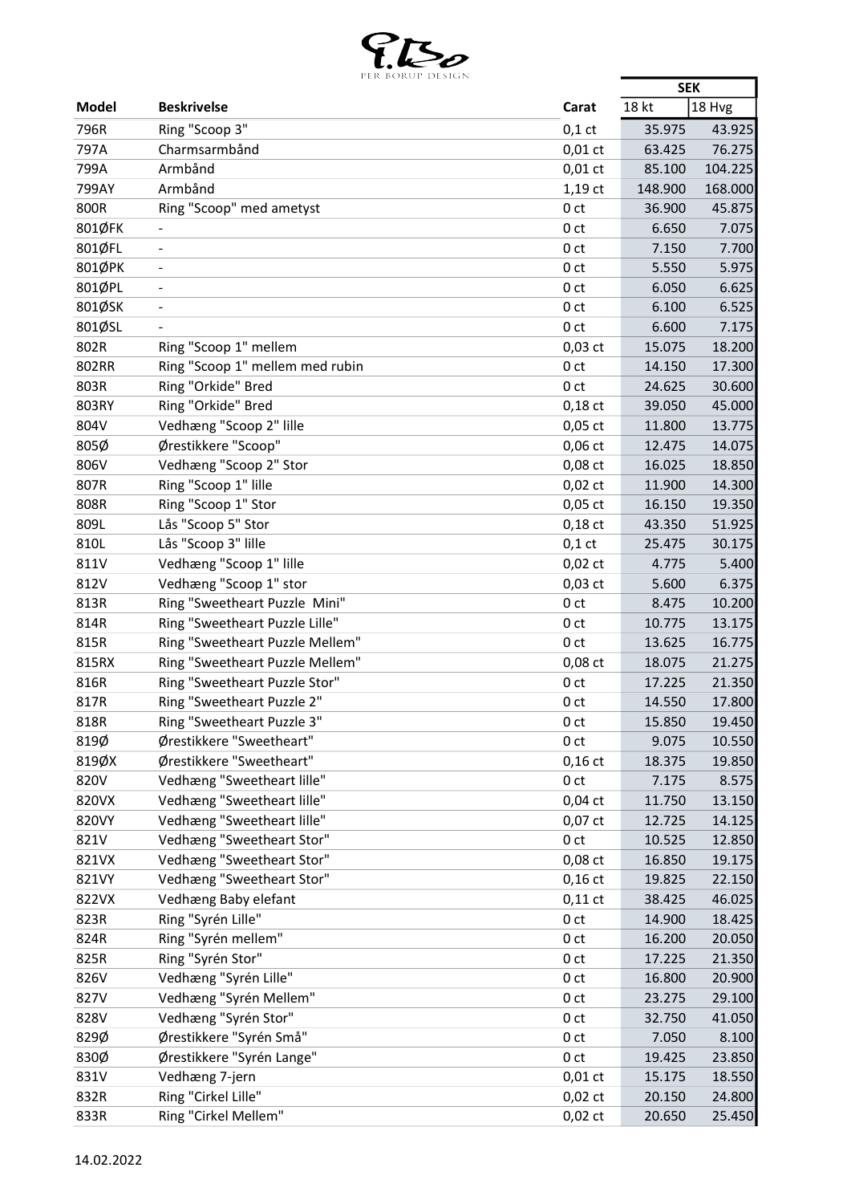PER BORUP DESIGN

| Model | Beskrivelse | Carat | SEK | |
|---|---|---|---|---|
| | | | 18 kt | 18 Hvg |
| 796R | Ring "Scoop 3" | 0,1 ct | 35.975 | 43.925 |
| 797A | Charmsarmbånd | 0,01 ct | 63.425 | 76.275 |
| 799A | Armbånd | 0,01 ct | 85.100 | 104.225 |
| 799AY | Armbånd | 1,19 ct | 148.900 | 168.000 |
| 800R | Ring "Scoop" med ametyst | 0 ct | 36.900 | 45.875 |
| 801ØFK | - | 0 ct | 6.650 | 7.075 |
| 801ØFL | - | 0 ct | 7.150 | 7.700 |
| 801ØPK | - | 0 ct | 5.550 | 5.975 |
| 801ØPL | - | 0 ct | 6.050 | 6.625 |
| 801ØSK | - | 0 ct | 6.100 | 6.525 |
| 801ØSL | - | 0 ct | 6.600 | 7.175 |
| 802R | Ring "Scoop 1" mellem | 0,03 ct | 15.075 | 18.200 |
| 802RR | Ring "Scoop 1" mellem med rubin | 0 ct | 14.150 | 17.300 |
| 803R | Ring "Orkide" Bred | 0 ct | 24.625 | 30.600 |
| 803RY | Ring "Orkide" Bred | 0,18 ct | 39.050 | 45.000 |
| 804V | Vedhæng "Scoop 2" lille | 0,05 ct | 11.800 | 13.775 |
| 805Ø | Ørestikkere "Scoop" | 0,06 ct | 12.475 | 14.075 |
| 806V | Vedhæng "Scoop 2" Stor | 0,08 ct | 16.025 | 18.850 |
| 807R | Ring "Scoop 1" lille | 0,02 ct | 11.900 | 14.300 |
| 808R | Ring "Scoop 1" Stor | 0,05 ct | 16.150 | 19.350 |
| 809L | Lås "Scoop 5" Stor | 0,18 ct | 43.350 | 51.925 |
| 810L | Lås "Scoop 3" lille | 0,1 ct | 25.475 | 30.175 |
| 811V | Vedhæng "Scoop 1" lille | 0,02 ct | 4.775 | 5.400 |
| 812V | Vedhæng "Scoop 1" stor | 0,03 ct | 5.600 | 6.375 |
| 813R | Ring "Sweetheart Puzzle Mini" | 0 ct | 8.475 | 10.200 |
| 814R | Ring "Sweetheart Puzzle Lille" | 0 ct | 10.775 | 13.175 |
| 815R | Ring "Sweetheart Puzzle Mellem" | 0 ct | 13.625 | 16.775 |
| 815RX | Ring "Sweetheart Puzzle Mellem" | 0,08 ct | 18.075 | 21.275 |
| 816R | Ring "Sweetheart Puzzle Stor" | 0 ct | 17.225 | 21.350 |
| 817R | Ring "Sweetheart Puzzle 2" | 0 ct | 14.550 | 17.800 |
| 818R | Ring "Sweetheart Puzzle 3" | 0 ct | 15.850 | 19.450 |
| 819Ø | Ørestikkere "Sweetheart" | 0 ct | 9.075 | 10.550 |
| 819ØX | Ørestikkere "Sweetheart" | 0,16 ct | 18.375 | 19.850 |
| 820V | Vedhæng "Sweetheart lille" | 0 ct | 7.175 | 8.575 |
| 820VX | Vedhæng "Sweetheart lille" | 0,04 ct | 11.750 | 13.150 |
| 820VY | Vedhæng "Sweetheart lille" | 0,07 ct | 12.725 | 14.125 |
| 821V | Vedhæng "Sweetheart Stor" | 0 ct | 10.525 | 12.850 |
| 821VX | Vedhæng "Sweetheart Stor" | 0,08 ct | 16.850 | 19.175 |
| 821VY | Vedhæng "Sweetheart Stor" | 0,16 ct | 19.825 | 22.150 |
| 822VX | Vedhæng Baby elefant | 0,11 ct | 38.425 | 46.025 |
| 823R | Ring "Syrén Lille" | 0 ct | 14.900 | 18.425 |
| 824R | Ring "Syrén mellem" | 0 ct | 16.200 | 20.050 |
| 825R | Ring "Syrén Stor" | 0 ct | 17.225 | 21.350 |
| 826V | Vedhæng "Syrén Lille" | 0 ct | 16.800 | 20.900 |
| 827V | Vedhæng "Syrén Mellem" | 0 ct | 23.275 | 29.100 |
| 828V | Vedhæng "Syrén Stor" | 0 ct | 32.750 | 41.050 |
| 829Ø | Ørestikkere "Syrén Små" | 0 ct | 7.050 | 8.100 |
| 830Ø | Ørestikkere "Syrén Lange" | 0 ct | 19.425 | 23.850 |
| 831V | Vedhæng 7-jern | 0,01 ct | 15.175 | 18.550 |
| 832R | Ring "Cirkel Lille" | 0,02 ct | 20.150 | 24.800 |
| 833R | Ring "Cirkel Mellem" | 0,02 ct | 20.650 | 25.450 |

14.02.2022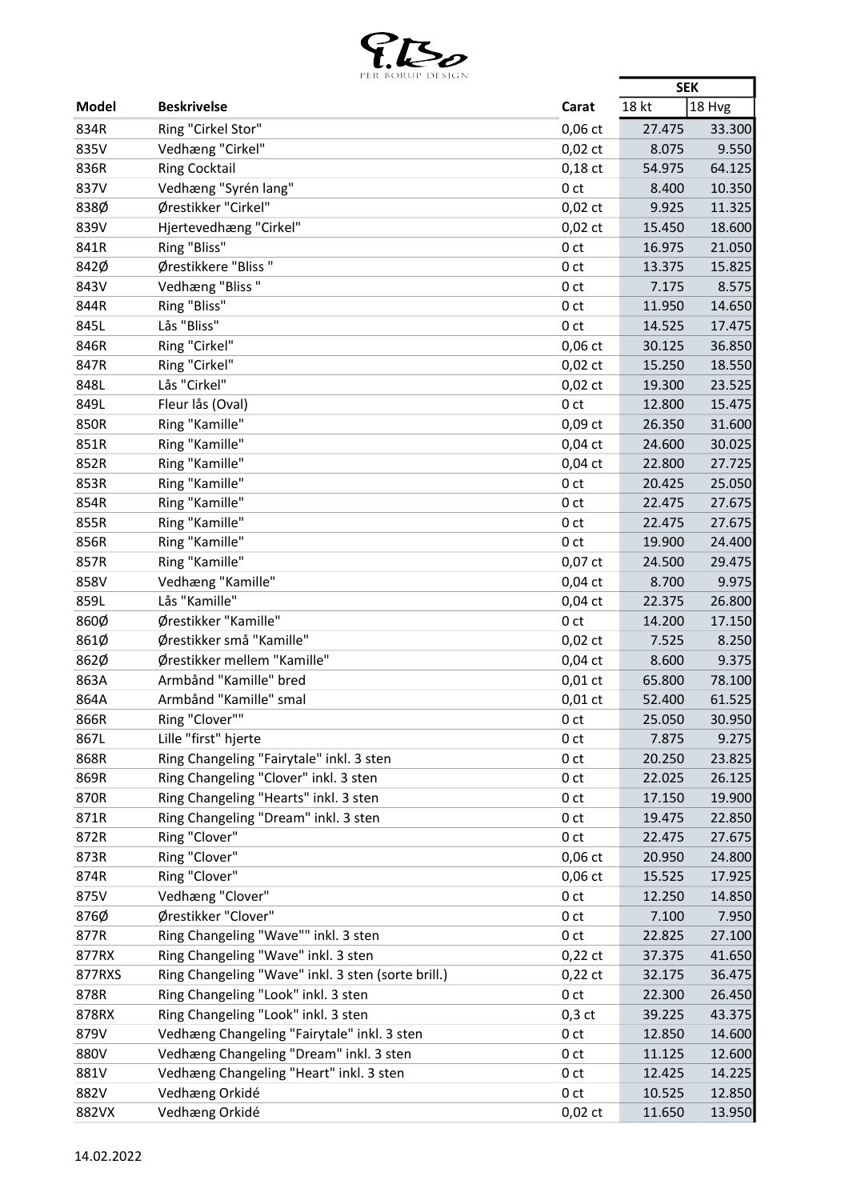PER BORUP DESIGN

| Model | Beskrivelse | Carat | SEK | |
|---|---|---|---|---|
| | | | 18 kt | 18 Hvg |
| 834R | Ring "Cirkel Stor" | 0,06 ct | 27.475 | 33.300 |
| 835V | Vedhæng "Cirkel" | 0,02 ct | 8.075 | 9.550 |
| 836R | Ring Cocktail | 0,18 ct | 54.975 | 64.125 |
| 837V | Vedhæng "Syrén lang" | 0 ct | 8.400 | 10.350 |
| 838Ø | Ørestikker "Cirkel" | 0,02 ct | 9.925 | 11.325 |
| 839V | Hjertevedhæng "Cirkel" | 0,02 ct | 15.450 | 18.600 |
| 841R | Ring "Bliss" | 0 ct | 16.975 | 21.050 |
| 842Ø | Ørestikkere "Bliss " | 0 ct | 13.375 | 15.825 |
| 843V | Vedhæng "Bliss " | 0 ct | 7.175 | 8.575 |
| 844R | Ring "Bliss" | 0 ct | 11.950 | 14.650 |
| 845L | Lås "Bliss" | 0 ct | 14.525 | 17.475 |
| 846R | Ring "Cirkel" | 0,06 ct | 30.125 | 36.850 |
| 847R | Ring "Cirkel" | 0,02 ct | 15.250 | 18.550 |
| 848L | Lås "Cirkel" | 0,02 ct | 19.300 | 23.525 |
| 849L | Fleur lås (Oval) | 0 ct | 12.800 | 15.475 |
| 850R | Ring "Kamille" | 0,09 ct | 26.350 | 31.600 |
| 851R | Ring "Kamille" | 0,04 ct | 24.600 | 30.025 |
| 852R | Ring "Kamille" | 0,04 ct | 22.800 | 27.725 |
| 853R | Ring "Kamille" | 0 ct | 20.425 | 25.050 |
| 854R | Ring "Kamille" | 0 ct | 22.475 | 27.675 |
| 855R | Ring "Kamille" | 0 ct | 22.475 | 27.675 |
| 856R | Ring "Kamille" | 0 ct | 19.900 | 24.400 |
| 857R | Ring "Kamille" | 0,07 ct | 24.500 | 29.475 |
| 858V | Vedhæng "Kamille" | 0,04 ct | 8.700 | 9.975 |
| 859L | Lås "Kamille" | 0,04 ct | 22.375 | 26.800 |
| 860Ø | Ørestikker "Kamille" | 0 ct | 14.200 | 17.150 |
| 861Ø | Ørestikker små "Kamille" | 0,02 ct | 7.525 | 8.250 |
| 862Ø | Ørestikker mellem "Kamille" | 0,04 ct | 8.600 | 9.375 |
| 863A | Armbånd "Kamille" bred | 0,01 ct | 65.800 | 78.100 |
| 864A | Armbånd "Kamille" smal | 0,01 ct | 52.400 | 61.525 |
| 866R | Ring "Clover"" | 0 ct | 25.050 | 30.950 |
| 867L | Lille "first" hjerte | 0 ct | 7.875 | 9.275 |
| 868R | Ring Changeling "Fairytale" inkl. 3 sten | 0 ct | 20.250 | 23.825 |
| 869R | Ring Changeling "Clover" inkl. 3 sten | 0 ct | 22.025 | 26.125 |
| 870R | Ring Changeling "Hearts" inkl. 3 sten | 0 ct | 17.150 | 19.900 |
| 871R | Ring Changeling "Dream" inkl. 3 sten | 0 ct | 19.475 | 22.850 |
| 872R | Ring "Clover" | 0 ct | 22.475 | 27.675 |
| 873R | Ring "Clover" | 0,06 ct | 20.950 | 24.800 |
| 874R | Ring "Clover" | 0,06 ct | 15.525 | 17.925 |
| 875V | Vedhæng "Clover" | 0 ct | 12.250 | 14.850 |
| 876Ø | Ørestikker "Clover" | 0 ct | 7.100 | 7.950 |
| 877R | Ring Changeling "Wave"" inkl. 3 sten | 0 ct | 22.825 | 27.100 |
| 877RX | Ring Changeling "Wave" inkl. 3 sten | 0,22 ct | 37.375 | 41.650 |
| 877RXS | Ring Changeling "Wave" inkl. 3 sten (sorte brill.) | 0,22 ct | 32.175 | 36.475 |
| 878R | Ring Changeling "Look" inkl. 3 sten | 0 ct | 22.300 | 26.450 |
| 878RX | Ring Changeling "Look" inkl. 3 sten | 0,3 ct | 39.225 | 43.375 |
| 879V | Vedhæng Changeling "Fairytale" inkl. 3 sten | 0 ct | 12.850 | 14.600 |
| 880V | Vedhæng Changeling "Dream" inkl. 3 sten | 0 ct | 11.125 | 12.600 |
| 881V | Vedhæng Changeling "Heart" inkl. 3 sten | 0 ct | 12.425 | 14.225 |
| 882V | Vedhæng Orkidé | 0 ct | 10.525 | 12.850 |
| 882VX | Vedhæng Orkidé | 0,02 ct | 11.650 | 13.950 |

14.02.2022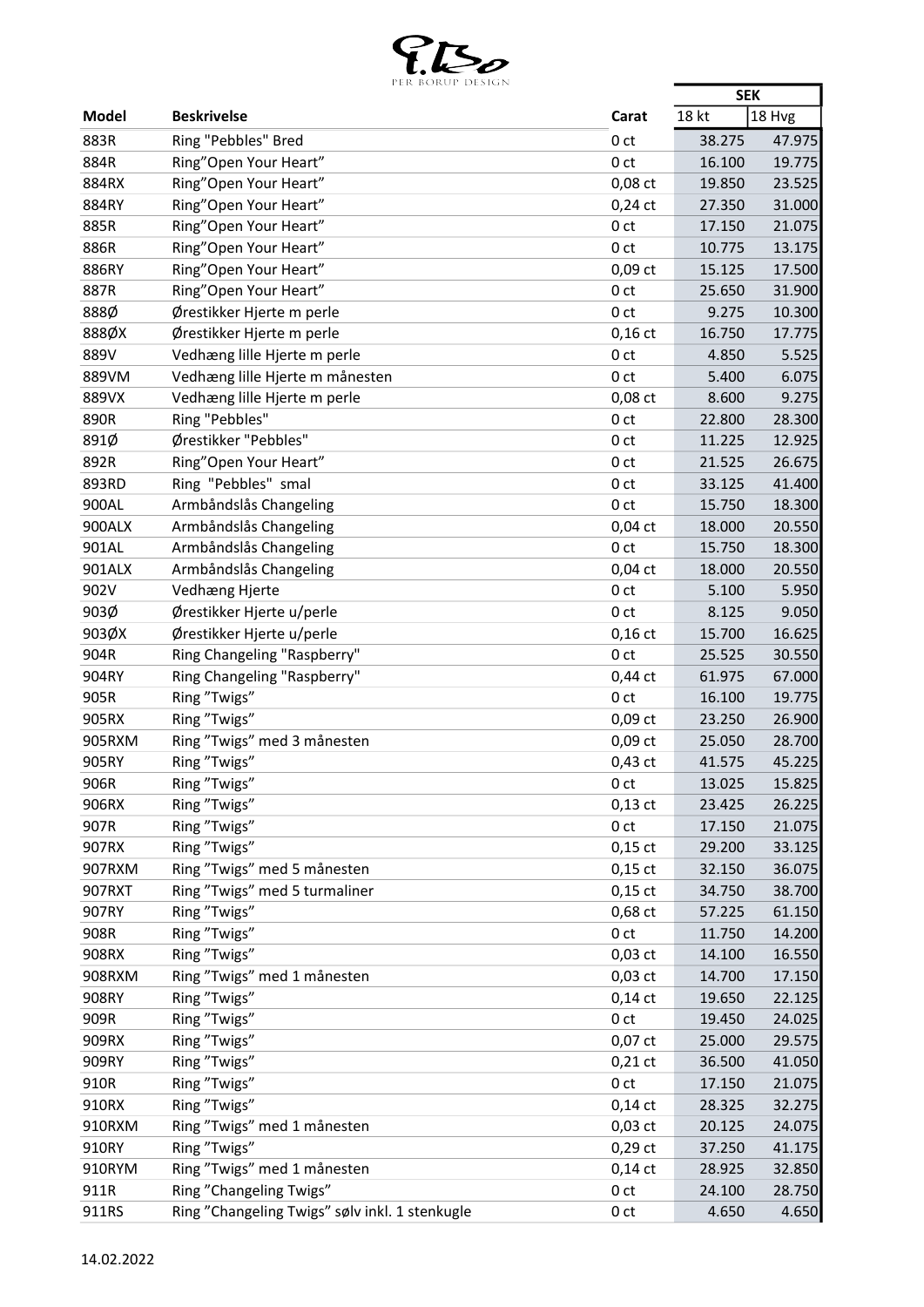PER BORUP DESIGN

| Model | Beskrivelse | Carat | SEK | |
|---|---|---|---|---|
| | | | 18 kt | 18 Hvg |
| 883R | Ring "Pebbles" Bred | 0 ct | 38.275 | 47.975 |
| 884R | Ring"Open Your Heart" | 0 ct | 16.100 | 19.775 |
| 884RX | Ring"Open Your Heart" | 0,08 ct | 19.850 | 23.525 |
| 884RY | Ring"Open Your Heart" | 0,24 ct | 27.350 | 31.000 |
| 885R | Ring"Open Your Heart" | 0 ct | 17.150 | 21.075 |
| 886R | Ring"Open Your Heart" | 0 ct | 10.775 | 13.175 |
| 886RY | Ring"Open Your Heart" | 0,09 ct | 15.125 | 17.500 |
| 887R | Ring"Open Your Heart" | 0 ct | 25.650 | 31.900 |
| 888Ø | Ørestikker Hjerte m perle | 0 ct | 9.275 | 10.300 |
| 888ØX | Ørestikker Hjerte m perle | 0,16 ct | 16.750 | 17.775 |
| 889V | Vedhæng lille Hjerte m perle | 0 ct | 4.850 | 5.525 |
| 889VM | Vedhæng lille Hjerte m månesten | 0 ct | 5.400 | 6.075 |
| 889VX | Vedhæng lille Hjerte m perle | 0,08 ct | 8.600 | 9.275 |
| 890R | Ring "Pebbles" | 0 ct | 22.800 | 28.300 |
| 891Ø | Ørestikker "Pebbles" | 0 ct | 11.225 | 12.925 |
| 892R | Ring"Open Your Heart" | 0 ct | 21.525 | 26.675 |
| 893RD | Ring "Pebbles" smal | 0 ct | 33.125 | 41.400 |
| 900AL | Armbåndslås Changeling | 0 ct | 15.750 | 18.300 |
| 900ALX | Armbåndslås Changeling | 0,04 ct | 18.000 | 20.550 |
| 901AL | Armbåndslås Changeling | 0 ct | 15.750 | 18.300 |
| 901ALX | Armbåndslås Changeling | 0,04 ct | 18.000 | 20.550 |
| 902V | Vedhæng Hjerte | 0 ct | 5.100 | 5.950 |
| 903Ø | Ørestikker Hjerte u/perle | 0 ct | 8.125 | 9.050 |
| 903ØX | Ørestikker Hjerte u/perle | 0,16 ct | 15.700 | 16.625 |
| 904R | Ring Changeling "Raspberry" | 0 ct | 25.525 | 30.550 |
| 904RY | Ring Changeling "Raspberry" | 0,44 ct | 61.975 | 67.000 |
| 905R | Ring "Twigs" | 0 ct | 16.100 | 19.775 |
| 905RX | Ring "Twigs" | 0,09 ct | 23.250 | 26.900 |
| 905RXM | Ring "Twigs" med 3 månesten | 0,09 ct | 25.050 | 28.700 |
| 905RY | Ring "Twigs" | 0,43 ct | 41.575 | 45.225 |
| 906R | Ring "Twigs" | 0 ct | 13.025 | 15.825 |
| 906RX | Ring "Twigs" | 0,13 ct | 23.425 | 26.225 |
| 907R | Ring "Twigs" | 0 ct | 17.150 | 21.075 |
| 907RX | Ring "Twigs" | 0,15 ct | 29.200 | 33.125 |
| 907RXM | Ring "Twigs" med 5 månesten | 0,15 ct | 32.150 | 36.075 |
| 907RXT | Ring "Twigs" med 5 turmaliner | 0,15 ct | 34.750 | 38.700 |
| 907RY | Ring "Twigs" | 0,68 ct | 57.225 | 61.150 |
| 908R | Ring "Twigs" | 0 ct | 11.750 | 14.200 |
| 908RX | Ring "Twigs" | 0,03 ct | 14.100 | 16.550 |
| 908RXM | Ring "Twigs" med 1 månesten | 0,03 ct | 14.700 | 17.150 |
| 908RY | Ring "Twigs" | 0,14 ct | 19.650 | 22.125 |
| 909R | Ring "Twigs" | 0 ct | 19.450 | 24.025 |
| 909RX | Ring "Twigs" | 0,07 ct | 25.000 | 29.575 |
| 909RY | Ring "Twigs" | 0,21 ct | 36.500 | 41.050 |
| 910R | Ring "Twigs" | 0 ct | 17.150 | 21.075 |
| 910RX | Ring "Twigs" | 0,14 ct | 28.325 | 32.275 |
| 910RXM | Ring "Twigs" med 1 månesten | 0,03 ct | 20.125 | 24.075 |
| 910RY | Ring "Twigs" | 0,29 ct | 37.250 | 41.175 |
| 910RYM | Ring "Twigs" med 1 månesten | 0,14 ct | 28.925 | 32.850 |
| 911R | Ring "Changeling Twigs" | 0 ct | 24.100 | 28.750 |
| 911RS | Ring "Changeling Twigs" sølv inkl. 1 stenkugle | 0 ct | 4.650 | 4.650 |

14.02.2022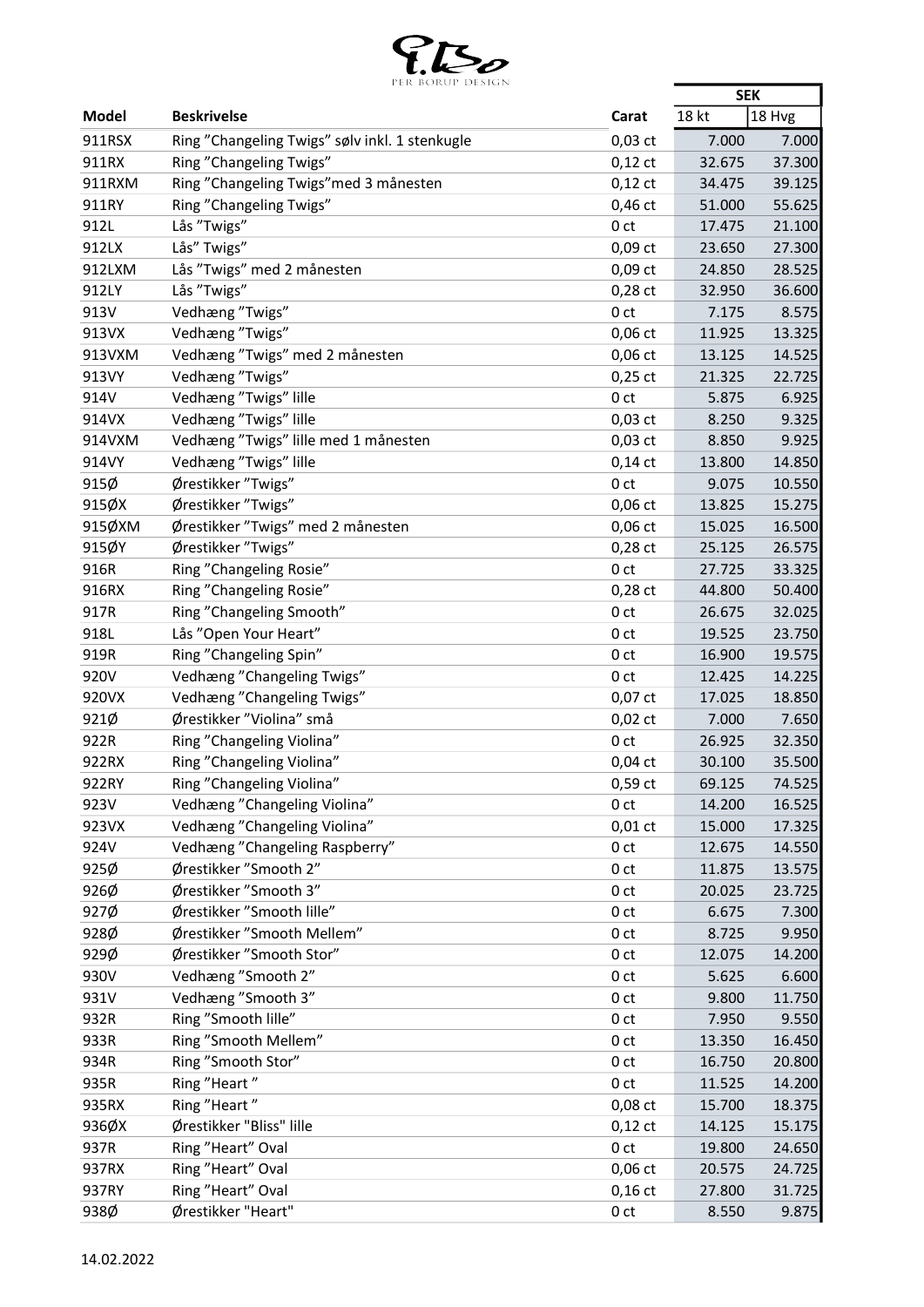PER BORUP DESIGN

| Model | Beskrivelse | Carat | SEK | |
|---|---|---|---|---|
| | | | 18 kt | 18 Hvg |
| 911RSX | Ring ”Changeling Twigs” sølv inkl. 1 stenkugle | 0,03 ct | 7.000 | 7.000 |
| 911RX | Ring ”Changeling Twigs” | 0,12 ct | 32.675 | 37.300 |
| 911RXM | Ring ”Changeling Twigs”med 3 månesten | 0,12 ct | 34.475 | 39.125 |
| 911RY | Ring ”Changeling Twigs” | 0,46 ct | 51.000 | 55.625 |
| 912L | Lås ”Twigs” | 0 ct | 17.475 | 21.100 |
| 912LX | Lås” Twigs” | 0,09 ct | 23.650 | 27.300 |
| 912LXM | Lås ”Twigs” med 2 månesten | 0,09 ct | 24.850 | 28.525 |
| 912LY | Lås ”Twigs” | 0,28 ct | 32.950 | 36.600 |
| 913V | Vedhæng ”Twigs” | 0 ct | 7.175 | 8.575 |
| 913VX | Vedhæng ”Twigs” | 0,06 ct | 11.925 | 13.325 |
| 913VXM | Vedhæng ”Twigs” med 2 månesten | 0,06 ct | 13.125 | 14.525 |
| 913VY | Vedhæng ”Twigs” | 0,25 ct | 21.325 | 22.725 |
| 914V | Vedhæng ”Twigs” lille | 0 ct | 5.875 | 6.925 |
| 914VX | Vedhæng ”Twigs” lille | 0,03 ct | 8.250 | 9.325 |
| 914VXM | Vedhæng ”Twigs” lille med 1 månesten | 0,03 ct | 8.850 | 9.925 |
| 914VY | Vedhæng ”Twigs” lille | 0,14 ct | 13.800 | 14.850 |
| 915Ø | Ørestikker ”Twigs” | 0 ct | 9.075 | 10.550 |
| 915ØX | Ørestikker ”Twigs” | 0,06 ct | 13.825 | 15.275 |
| 915ØXM | Ørestikker ”Twigs” med 2 månesten | 0,06 ct | 15.025 | 16.500 |
| 915ØY | Ørestikker ”Twigs” | 0,28 ct | 25.125 | 26.575 |
| 916R | Ring ”Changeling Rosie” | 0 ct | 27.725 | 33.325 |
| 916RX | Ring ”Changeling Rosie” | 0,28 ct | 44.800 | 50.400 |
| 917R | Ring ”Changeling Smooth” | 0 ct | 26.675 | 32.025 |
| 918L | Lås ”Open Your Heart” | 0 ct | 19.525 | 23.750 |
| 919R | Ring ”Changeling Spin” | 0 ct | 16.900 | 19.575 |
| 920V | Vedhæng ”Changeling Twigs” | 0 ct | 12.425 | 14.225 |
| 920VX | Vedhæng ”Changeling Twigs” | 0,07 ct | 17.025 | 18.850 |
| 921Ø | Ørestikker ”Violina” små | 0,02 ct | 7.000 | 7.650 |
| 922R | Ring ”Changeling Violina” | 0 ct | 26.925 | 32.350 |
| 922RX | Ring ”Changeling Violina” | 0,04 ct | 30.100 | 35.500 |
| 922RY | Ring ”Changeling Violina” | 0,59 ct | 69.125 | 74.525 |
| 923V | Vedhæng ”Changeling Violina” | 0 ct | 14.200 | 16.525 |
| 923VX | Vedhæng ”Changeling Violina” | 0,01 ct | 15.000 | 17.325 |
| 924V | Vedhæng ”Changeling Raspberry” | 0 ct | 12.675 | 14.550 |
| 925Ø | Ørestikker ”Smooth 2” | 0 ct | 11.875 | 13.575 |
| 926Ø | Ørestikker ”Smooth 3” | 0 ct | 20.025 | 23.725 |
| 927Ø | Ørestikker ”Smooth lille” | 0 ct | 6.675 | 7.300 |
| 928Ø | Ørestikker ”Smooth Mellem” | 0 ct | 8.725 | 9.950 |
| 929Ø | Ørestikker ”Smooth Stor” | 0 ct | 12.075 | 14.200 |
| 930V | Vedhæng ”Smooth 2” | 0 ct | 5.625 | 6.600 |
| 931V | Vedhæng ”Smooth 3” | 0 ct | 9.800 | 11.750 |
| 932R | Ring ”Smooth lille” | 0 ct | 7.950 | 9.550 |
| 933R | Ring ”Smooth Mellem” | 0 ct | 13.350 | 16.450 |
| 934R | Ring ”Smooth Stor” | 0 ct | 16.750 | 20.800 |
| 935R | Ring ”Heart ” | 0 ct | 11.525 | 14.200 |
| 935RX | Ring ”Heart ” | 0,08 ct | 15.700 | 18.375 |
| 936ØX | Ørestikker "Bliss" lille | 0,12 ct | 14.125 | 15.175 |
| 937R | Ring ”Heart” Oval | 0 ct | 19.800 | 24.650 |
| 937RX | Ring ”Heart” Oval | 0,06 ct | 20.575 | 24.725 |
| 937RY | Ring ”Heart” Oval | 0,16 ct | 27.800 | 31.725 |
| 938Ø | Ørestikker "Heart" | 0 ct | 8.550 | 9.875 |

14.02.2022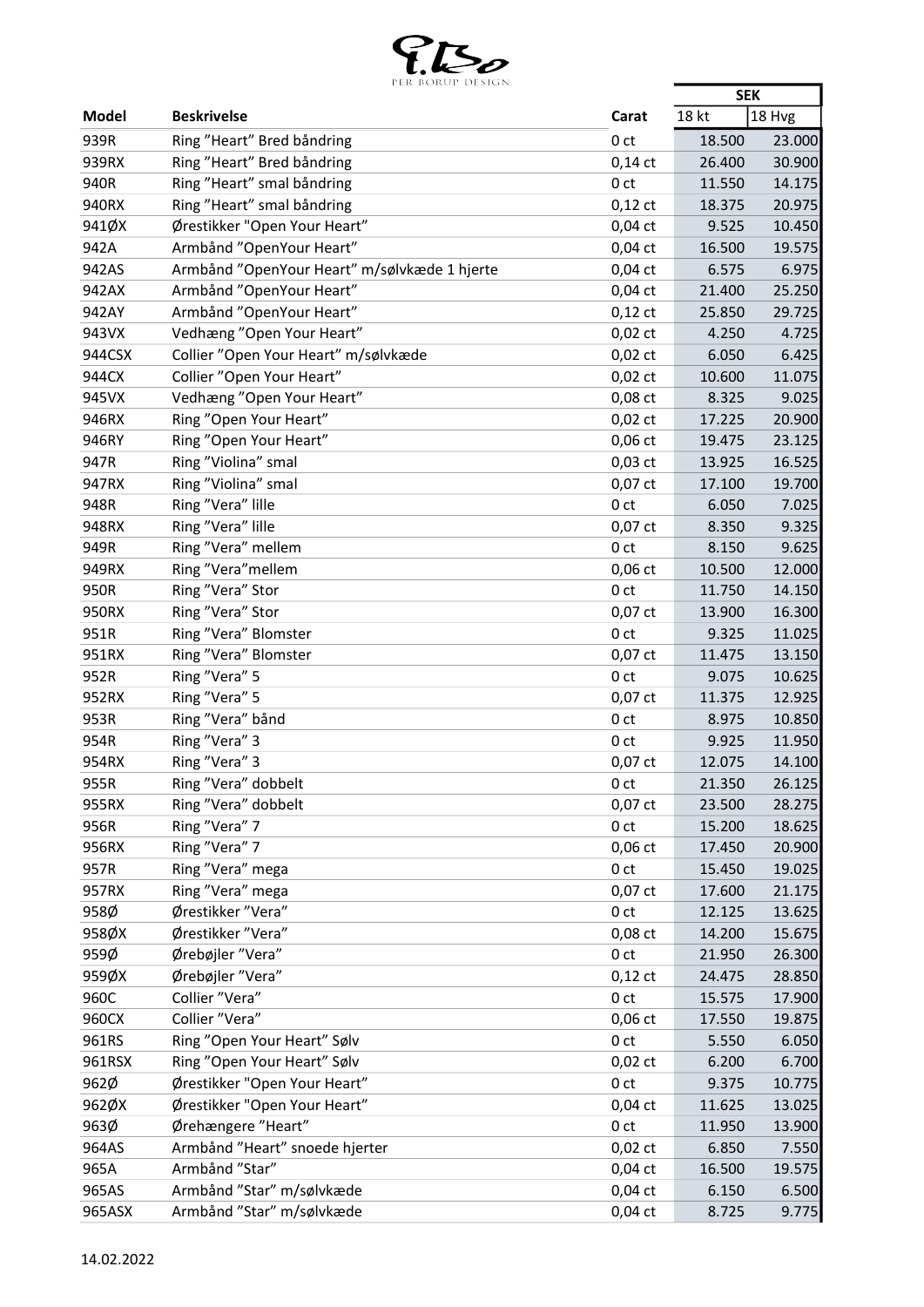PER BORUP DESIGN

| Model | Beskrivelse | Carat | SEK | |
|---|---|---|---|---|
| | | | 18 kt | 18 Hvg |
| 939R | Ring ”Heart” Bred båndring | 0 ct | 18.500 | 23.000 |
| 939RX | Ring ”Heart” Bred båndring | 0,14 ct | 26.400 | 30.900 |
| 940R | Ring ”Heart” smal båndring | 0 ct | 11.550 | 14.175 |
| 940RX | Ring ”Heart” smal båndring | 0,12 ct | 18.375 | 20.975 |
| 941ØX | Ørestikker "Open Your Heart” | 0,04 ct | 9.525 | 10.450 |
| 942A | Armbånd ”OpenYour Heart” | 0,04 ct | 16.500 | 19.575 |
| 942AS | Armbånd ”OpenYour Heart” m/sølvkæde 1 hjerte | 0,04 ct | 6.575 | 6.975 |
| 942AX | Armbånd ”OpenYour Heart” | 0,04 ct | 21.400 | 25.250 |
| 942AY | Armbånd ”OpenYour Heart” | 0,12 ct | 25.850 | 29.725 |
| 943VX | Vedhæng ”Open Your Heart” | 0,02 ct | 4.250 | 4.725 |
| 944CSX | Collier ”Open Your Heart” m/sølvkæde | 0,02 ct | 6.050 | 6.425 |
| 944CX | Collier ”Open Your Heart” | 0,02 ct | 10.600 | 11.075 |
| 945VX | Vedhæng ”Open Your Heart” | 0,08 ct | 8.325 | 9.025 |
| 946RX | Ring ”Open Your Heart” | 0,02 ct | 17.225 | 20.900 |
| 946RY | Ring ”Open Your Heart” | 0,06 ct | 19.475 | 23.125 |
| 947R | Ring ”Violina” smal | 0,03 ct | 13.925 | 16.525 |
| 947RX | Ring ”Violina” smal | 0,07 ct | 17.100 | 19.700 |
| 948R | Ring ”Vera” lille | 0 ct | 6.050 | 7.025 |
| 948RX | Ring ”Vera” lille | 0,07 ct | 8.350 | 9.325 |
| 949R | Ring ”Vera” mellem | 0 ct | 8.150 | 9.625 |
| 949RX | Ring ”Vera”mellem | 0,06 ct | 10.500 | 12.000 |
| 950R | Ring ”Vera” Stor | 0 ct | 11.750 | 14.150 |
| 950RX | Ring ”Vera” Stor | 0,07 ct | 13.900 | 16.300 |
| 951R | Ring ”Vera” Blomster | 0 ct | 9.325 | 11.025 |
| 951RX | Ring ”Vera” Blomster | 0,07 ct | 11.475 | 13.150 |
| 952R | Ring ”Vera” 5 | 0 ct | 9.075 | 10.625 |
| 952RX | Ring ”Vera” 5 | 0,07 ct | 11.375 | 12.925 |
| 953R | Ring ”Vera” bånd | 0 ct | 8.975 | 10.850 |
| 954R | Ring ”Vera” 3 | 0 ct | 9.925 | 11.950 |
| 954RX | Ring ”Vera” 3 | 0,07 ct | 12.075 | 14.100 |
| 955R | Ring ”Vera” dobbelt | 0 ct | 21.350 | 26.125 |
| 955RX | Ring ”Vera” dobbelt | 0,07 ct | 23.500 | 28.275 |
| 956R | Ring ”Vera” 7 | 0 ct | 15.200 | 18.625 |
| 956RX | Ring ”Vera” 7 | 0,06 ct | 17.450 | 20.900 |
| 957R | Ring ”Vera” mega | 0 ct | 15.450 | 19.025 |
| 957RX | Ring ”Vera” mega | 0,07 ct | 17.600 | 21.175 |
| 958Ø | Ørestikker ”Vera” | 0 ct | 12.125 | 13.625 |
| 958ØX | Ørestikker ”Vera” | 0,08 ct | 14.200 | 15.675 |
| 959Ø | Ørebøjler ”Vera” | 0 ct | 21.950 | 26.300 |
| 959ØX | Ørebøjler ”Vera” | 0,12 ct | 24.475 | 28.850 |
| 960C | Collier ”Vera” | 0 ct | 15.575 | 17.900 |
| 960CX | Collier ”Vera” | 0,06 ct | 17.550 | 19.875 |
| 961RS | Ring ”Open Your Heart” Sølv | 0 ct | 5.550 | 6.050 |
| 961RSX | Ring ”Open Your Heart” Sølv | 0,02 ct | 6.200 | 6.700 |
| 962Ø | Ørestikker "Open Your Heart” | 0 ct | 9.375 | 10.775 |
| 962ØX | Ørestikker "Open Your Heart” | 0,04 ct | 11.625 | 13.025 |
| 963Ø | Ørehængere ”Heart” | 0 ct | 11.950 | 13.900 |
| 964AS | Armbånd ”Heart” snoede hjerter | 0,02 ct | 6.850 | 7.550 |
| 965A | Armbånd ”Star” | 0,04 ct | 16.500 | 19.575 |
| 965AS | Armbånd ”Star” m/sølvkæde | 0,04 ct | 6.150 | 6.500 |
| 965ASX | Armbånd ”Star” m/sølvkæde | 0,04 ct | 8.725 | 9.775 |

14.02.2022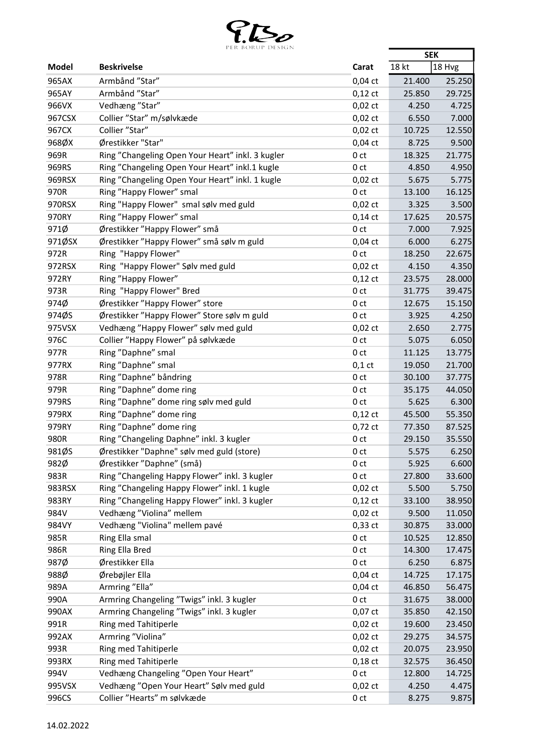PER BORUP DESIGN

| Model | Beskrivelse | Carat | SEK | |
|---|---|---|---|---|
| | | | 18 kt | 18 Hvg |
| 965AX | Armbånd ”Star” | 0,04 ct | 21.400 | 25.250 |
| 965AY | Armbånd ”Star” | 0,12 ct | 25.850 | 29.725 |
| 966VX | Vedhæng ”Star” | 0,02 ct | 4.250 | 4.725 |
| 967CSX | Collier ”Star” m/sølvkæde | 0,02 ct | 6.550 | 7.000 |
| 967CX | Collier ”Star” | 0,02 ct | 10.725 | 12.550 |
| 968ØX | Ørestikker "Star" | 0,04 ct | 8.725 | 9.500 |
| 969R | Ring ”Changeling Open Your Heart” inkl. 3 kugler | 0 ct | 18.325 | 21.775 |
| 969RS | Ring ”Changeling Open Your Heart” inkl.1 kugle | 0 ct | 4.850 | 4.950 |
| 969RSX | Ring ”Changeling Open Your Heart” inkl. 1 kugle | 0,02 ct | 5.675 | 5.775 |
| 970R | Ring ”Happy Flower” smal | 0 ct | 13.100 | 16.125 |
| 970RSX | Ring "Happy Flower"  smal sølv med guld | 0,02 ct | 3.325 | 3.500 |
| 970RY | Ring ”Happy Flower” smal | 0,14 ct | 17.625 | 20.575 |
| 971Ø | Ørestikker ”Happy Flower” små | 0 ct | 7.000 | 7.925 |
| 971ØSX | Ørestikker ”Happy Flower” små sølv m guld | 0,04 ct | 6.000 | 6.275 |
| 972R | Ring  "Happy Flower" | 0 ct | 18.250 | 22.675 |
| 972RSX | Ring  "Happy Flower" Sølv med guld | 0,02 ct | 4.150 | 4.350 |
| 972RY | Ring ”Happy Flower” | 0,12 ct | 23.575 | 28.000 |
| 973R | Ring  "Happy Flower" Bred | 0 ct | 31.775 | 39.475 |
| 974Ø | Ørestikker ”Happy Flower” store | 0 ct | 12.675 | 15.150 |
| 974ØS | Ørestikker ”Happy Flower” Store sølv m guld | 0 ct | 3.925 | 4.250 |
| 975VSX | Vedhæng ”Happy Flower” sølv med guld | 0,02 ct | 2.650 | 2.775 |
| 976C | Collier ”Happy Flower” på sølvkæde | 0 ct | 5.075 | 6.050 |
| 977R | Ring ”Daphne” smal | 0 ct | 11.125 | 13.775 |
| 977RX | Ring ”Daphne” smal | 0,1 ct | 19.050 | 21.700 |
| 978R | Ring ”Daphne” båndring | 0 ct | 30.100 | 37.775 |
| 979R | Ring ”Daphne” dome ring | 0 ct | 35.175 | 44.050 |
| 979RS | Ring ”Daphne” dome ring sølv med guld | 0 ct | 5.625 | 6.300 |
| 979RX | Ring ”Daphne” dome ring | 0,12 ct | 45.500 | 55.350 |
| 979RY | Ring ”Daphne” dome ring | 0,72 ct | 77.350 | 87.525 |
| 980R | Ring ”Changeling Daphne” inkl. 3 kugler | 0 ct | 29.150 | 35.550 |
| 981ØS | Ørestikker "Daphne" sølv med guld (store) | 0 ct | 5.575 | 6.250 |
| 982Ø | Ørestikker ”Daphne” (små) | 0 ct | 5.925 | 6.600 |
| 983R | Ring ”Changeling Happy Flower” inkl. 3 kugler | 0 ct | 27.800 | 33.600 |
| 983RSX | Ring ”Changeling Happy Flower” inkl. 1 kugle | 0,02 ct | 5.500 | 5.750 |
| 983RY | Ring ”Changeling Happy Flower” inkl. 3 kugler | 0,12 ct | 33.100 | 38.950 |
| 984V | Vedhæng ”Violina” mellem | 0,02 ct | 9.500 | 11.050 |
| 984VY | Vedhæng "Violina" mellem pavé | 0,33 ct | 30.875 | 33.000 |
| 985R | Ring Ella smal | 0 ct | 10.525 | 12.850 |
| 986R | Ring Ella Bred | 0 ct | 14.300 | 17.475 |
| 987Ø | Ørestikker Ella | 0 ct | 6.250 | 6.875 |
| 988Ø | Ørebøjler Ella | 0,04 ct | 14.725 | 17.175 |
| 989A | Armring ”Ella” | 0,04 ct | 46.850 | 56.475 |
| 990A | Armring Changeling ”Twigs” inkl. 3 kugler | 0 ct | 31.675 | 38.000 |
| 990AX | Armring Changeling ”Twigs” inkl. 3 kugler | 0,07 ct | 35.850 | 42.150 |
| 991R | Ring med Tahitiperle | 0,02 ct | 19.600 | 23.450 |
| 992AX | Armring ”Violina” | 0,02 ct | 29.275 | 34.575 |
| 993R | Ring med Tahitiperle | 0,02 ct | 20.075 | 23.950 |
| 993RX | Ring med Tahitiperle | 0,18 ct | 32.575 | 36.450 |
| 994V | Vedhæng Changeling ”Open Your Heart” | 0 ct | 12.800 | 14.725 |
| 995VSX | Vedhæng ”Open Your Heart” Sølv med guld | 0,02 ct | 4.250 | 4.475 |
| 996CS | Collier ”Hearts” m sølvkæde | 0 ct | 8.275 | 9.875 |

14.02.2022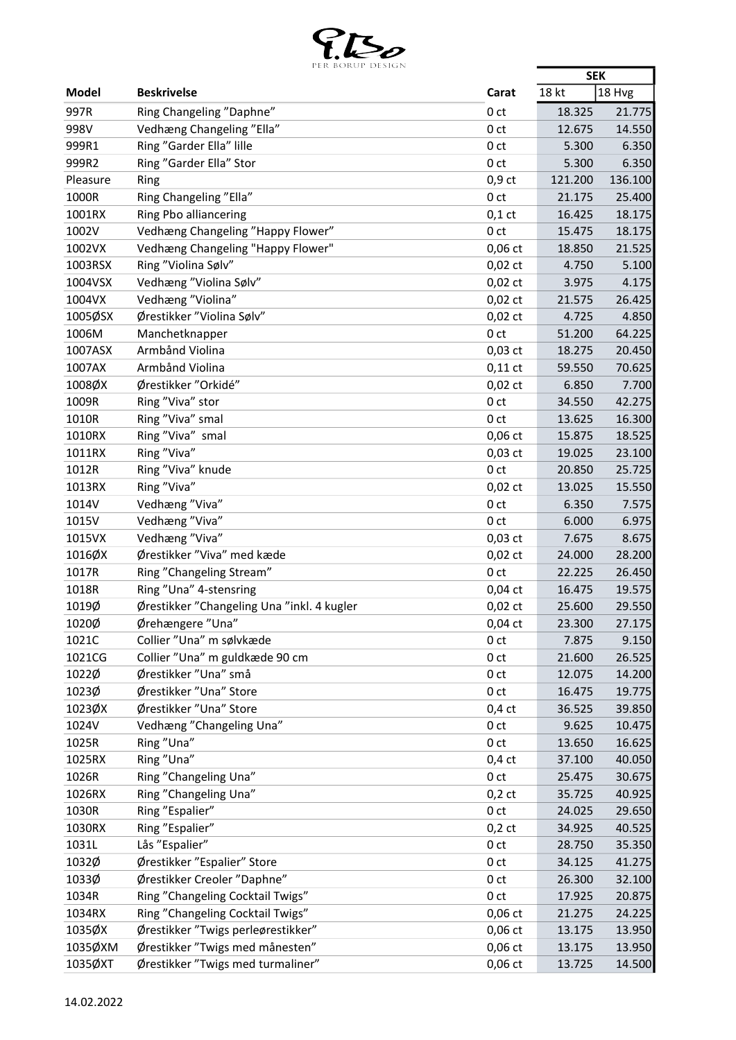PER BORUP DESIGN

| Model | Beskrivelse | Carat | SEK | |
|---|---|---|---|---|
| | | | 18 kt | 18 Hvg |
| 997R | Ring Changeling ”Daphne” | 0 ct | 18.325 | 21.775 |
| 998V | Vedhæng Changeling ”Ella” | 0 ct | 12.675 | 14.550 |
| 999R1 | Ring ”Garder Ella” lille | 0 ct | 5.300 | 6.350 |
| 999R2 | Ring ”Garder Ella” Stor | 0 ct | 5.300 | 6.350 |
| Pleasure | Ring | 0,9 ct | 121.200 | 136.100 |
| 1000R | Ring Changeling ”Ella” | 0 ct | 21.175 | 25.400 |
| 1001RX | Ring Pbo alliancering | 0,1 ct | 16.425 | 18.175 |
| 1002V | Vedhæng Changeling ”Happy Flower” | 0 ct | 15.475 | 18.175 |
| 1002VX | Vedhæng Changeling "Happy Flower" | 0,06 ct | 18.850 | 21.525 |
| 1003RSX | Ring ”Violina Sølv” | 0,02 ct | 4.750 | 5.100 |
| 1004VSX | Vedhæng ”Violina Sølv” | 0,02 ct | 3.975 | 4.175 |
| 1004VX | Vedhæng ”Violina” | 0,02 ct | 21.575 | 26.425 |
| 1005ØSX | Ørestikker ”Violina Sølv” | 0,02 ct | 4.725 | 4.850 |
| 1006M | Manchetknapper | 0 ct | 51.200 | 64.225 |
| 1007ASX | Armbånd Violina | 0,03 ct | 18.275 | 20.450 |
| 1007AX | Armbånd Violina | 0,11 ct | 59.550 | 70.625 |
| 1008ØX | Ørestikker ”Orkidé” | 0,02 ct | 6.850 | 7.700 |
| 1009R | Ring ”Viva” stor | 0 ct | 34.550 | 42.275 |
| 1010R | Ring ”Viva” smal | 0 ct | 13.625 | 16.300 |
| 1010RX | Ring ”Viva” smal | 0,06 ct | 15.875 | 18.525 |
| 1011RX | Ring ”Viva” | 0,03 ct | 19.025 | 23.100 |
| 1012R | Ring ”Viva” knude | 0 ct | 20.850 | 25.725 |
| 1013RX | Ring ”Viva” | 0,02 ct | 13.025 | 15.550 |
| 1014V | Vedhæng ”Viva” | 0 ct | 6.350 | 7.575 |
| 1015V | Vedhæng ”Viva” | 0 ct | 6.000 | 6.975 |
| 1015VX | Vedhæng ”Viva” | 0,03 ct | 7.675 | 8.675 |
| 1016ØX | Ørestikker ”Viva” med kæde | 0,02 ct | 24.000 | 28.200 |
| 1017R | Ring ”Changeling Stream” | 0 ct | 22.225 | 26.450 |
| 1018R | Ring ”Una” 4-stensring | 0,04 ct | 16.475 | 19.575 |
| 1019Ø | Ørestikker ”Changeling Una ”inkl. 4 kugler | 0,02 ct | 25.600 | 29.550 |
| 1020Ø | Ørehængere ”Una” | 0,04 ct | 23.300 | 27.175 |
| 1021C | Collier ”Una” m sølvkæde | 0 ct | 7.875 | 9.150 |
| 1021CG | Collier ”Una” m guldkæde 90 cm | 0 ct | 21.600 | 26.525 |
| 1022Ø | Ørestikker ”Una” små | 0 ct | 12.075 | 14.200 |
| 1023Ø | Ørestikker ”Una” Store | 0 ct | 16.475 | 19.775 |
| 1023ØX | Ørestikker ”Una” Store | 0,4 ct | 36.525 | 39.850 |
| 1024V | Vedhæng ”Changeling Una” | 0 ct | 9.625 | 10.475 |
| 1025R | Ring ”Una” | 0 ct | 13.650 | 16.625 |
| 1025RX | Ring ”Una” | 0,4 ct | 37.100 | 40.050 |
| 1026R | Ring ”Changeling Una” | 0 ct | 25.475 | 30.675 |
| 1026RX | Ring ”Changeling Una” | 0,2 ct | 35.725 | 40.925 |
| 1030R | Ring ”Espalier” | 0 ct | 24.025 | 29.650 |
| 1030RX | Ring ”Espalier” | 0,2 ct | 34.925 | 40.525 |
| 1031L | Lås ”Espalier” | 0 ct | 28.750 | 35.350 |
| 1032Ø | Ørestikker ”Espalier” Store | 0 ct | 34.125 | 41.275 |
| 1033Ø | Ørestikker Creoler ”Daphne” | 0 ct | 26.300 | 32.100 |
| 1034R | Ring ”Changeling Cocktail Twigs” | 0 ct | 17.925 | 20.875 |
| 1034RX | Ring ”Changeling Cocktail Twigs” | 0,06 ct | 21.275 | 24.225 |
| 1035ØX | Ørestikker ”Twigs perleørestikker” | 0,06 ct | 13.175 | 13.950 |
| 1035ØXM | Ørestikker ”Twigs med månesten” | 0,06 ct | 13.175 | 13.950 |
| 1035ØXT | Ørestikker ”Twigs med turmaliner” | 0,06 ct | 13.725 | 14.500 |

14.02.2022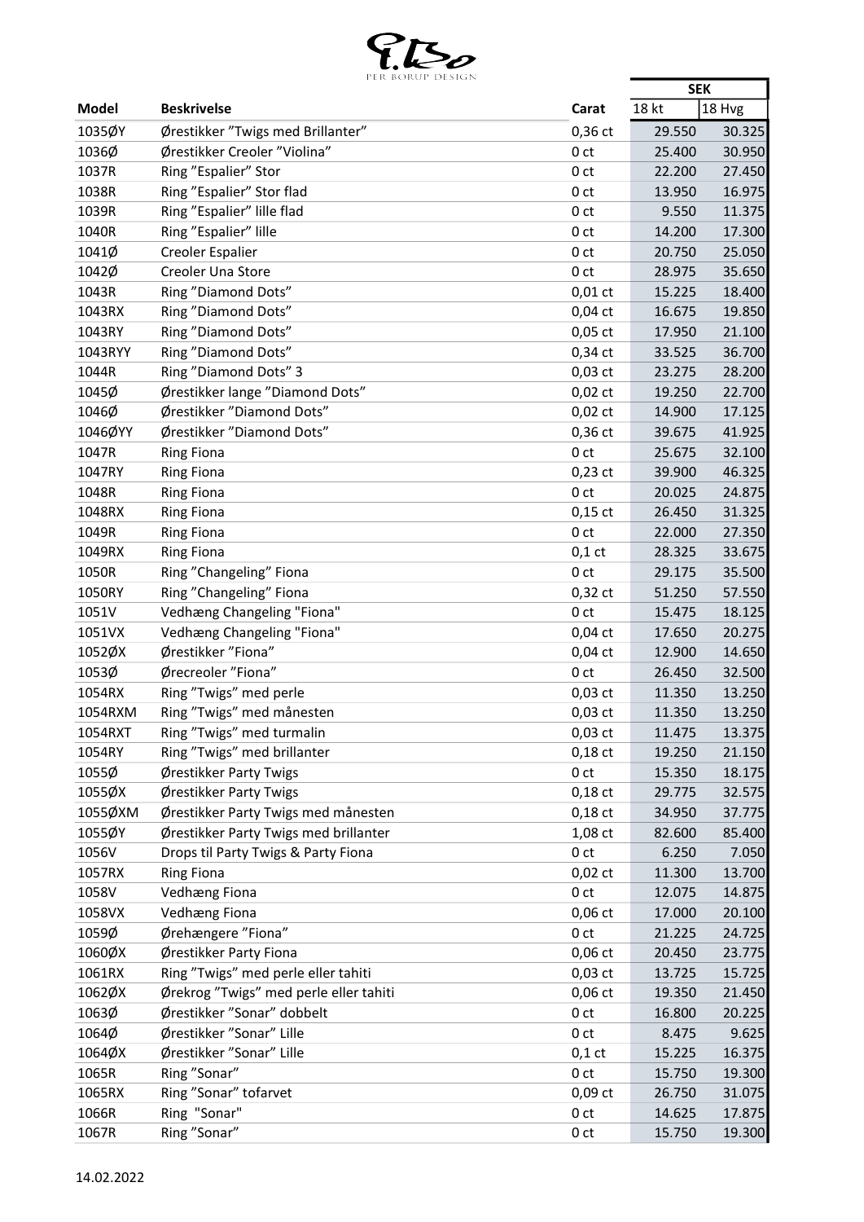PER BORUP DESIGN

| Model | Beskrivelse | Carat | SEK | |
|---|---|---|---|---|
| | | | 18 kt | 18 Hvg |
| 1035ØY | Ørestikker "Twigs med Brillanter" | 0,36 ct | 29.550 | 30.325 |
| 1036Ø | Ørestikker Creoler "Violina" | 0 ct | 25.400 | 30.950 |
| 1037R | Ring "Espalier" Stor | 0 ct | 22.200 | 27.450 |
| 1038R | Ring "Espalier" Stor flad | 0 ct | 13.950 | 16.975 |
| 1039R | Ring "Espalier" lille flad | 0 ct | 9.550 | 11.375 |
| 1040R | Ring "Espalier" lille | 0 ct | 14.200 | 17.300 |
| 1041Ø | Creoler Espalier | 0 ct | 20.750 | 25.050 |
| 1042Ø | Creoler Una Store | 0 ct | 28.975 | 35.650 |
| 1043R | Ring "Diamond Dots" | 0,01 ct | 15.225 | 18.400 |
| 1043RX | Ring "Diamond Dots" | 0,04 ct | 16.675 | 19.850 |
| 1043RY | Ring "Diamond Dots" | 0,05 ct | 17.950 | 21.100 |
| 1043RYY | Ring "Diamond Dots" | 0,34 ct | 33.525 | 36.700 |
| 1044R | Ring "Diamond Dots" 3 | 0,03 ct | 23.275 | 28.200 |
| 1045Ø | Ørestikker lange "Diamond Dots" | 0,02 ct | 19.250 | 22.700 |
| 1046Ø | Ørestikker "Diamond Dots" | 0,02 ct | 14.900 | 17.125 |
| 1046ØYY | Ørestikker "Diamond Dots" | 0,36 ct | 39.675 | 41.925 |
| 1047R | Ring Fiona | 0 ct | 25.675 | 32.100 |
| 1047RY | Ring Fiona | 0,23 ct | 39.900 | 46.325 |
| 1048R | Ring Fiona | 0 ct | 20.025 | 24.875 |
| 1048RX | Ring Fiona | 0,15 ct | 26.450 | 31.325 |
| 1049R | Ring Fiona | 0 ct | 22.000 | 27.350 |
| 1049RX | Ring Fiona | 0,1 ct | 28.325 | 33.675 |
| 1050R | Ring "Changeling" Fiona | 0 ct | 29.175 | 35.500 |
| 1050RY | Ring "Changeling" Fiona | 0,32 ct | 51.250 | 57.550 |
| 1051V | Vedhæng Changeling "Fiona" | 0 ct | 15.475 | 18.125 |
| 1051VX | Vedhæng Changeling "Fiona" | 0,04 ct | 17.650 | 20.275 |
| 1052ØX | Ørestikker "Fiona" | 0,04 ct | 12.900 | 14.650 |
| 1053Ø | Ørecreoler "Fiona" | 0 ct | 26.450 | 32.500 |
| 1054RX | Ring "Twigs" med perle | 0,03 ct | 11.350 | 13.250 |
| 1054RXM | Ring "Twigs" med månesten | 0,03 ct | 11.350 | 13.250 |
| 1054RXT | Ring "Twigs" med turmalin | 0,03 ct | 11.475 | 13.375 |
| 1054RY | Ring "Twigs" med brillanter | 0,18 ct | 19.250 | 21.150 |
| 1055Ø | Ørestikker Party Twigs | 0 ct | 15.350 | 18.175 |
| 1055ØX | Ørestikker Party Twigs | 0,18 ct | 29.775 | 32.575 |
| 1055ØXM | Ørestikker Party Twigs med månesten | 0,18 ct | 34.950 | 37.775 |
| 1055ØY | Ørestikker Party Twigs med brillanter | 1,08 ct | 82.600 | 85.400 |
| 1056V | Drops til Party Twigs & Party Fiona | 0 ct | 6.250 | 7.050 |
| 1057RX | Ring Fiona | 0,02 ct | 11.300 | 13.700 |
| 1058V | Vedhæng Fiona | 0 ct | 12.075 | 14.875 |
| 1058VX | Vedhæng Fiona | 0,06 ct | 17.000 | 20.100 |
| 1059Ø | Ørehængere "Fiona" | 0 ct | 21.225 | 24.725 |
| 1060ØX | Ørestikker Party Fiona | 0,06 ct | 20.450 | 23.775 |
| 1061RX | Ring "Twigs" med perle eller tahiti | 0,03 ct | 13.725 | 15.725 |
| 1062ØX | Ørekrog "Twigs" med perle eller tahiti | 0,06 ct | 19.350 | 21.450 |
| 1063Ø | Ørestikker "Sonar" dobbelt | 0 ct | 16.800 | 20.225 |
| 1064Ø | Ørestikker "Sonar" Lille | 0 ct | 8.475 | 9.625 |
| 1064ØX | Ørestikker "Sonar" Lille | 0,1 ct | 15.225 | 16.375 |
| 1065R | Ring "Sonar" | 0 ct | 15.750 | 19.300 |
| 1065RX | Ring "Sonar" tofarvet | 0,09 ct | 26.750 | 31.075 |
| 1066R | Ring "Sonar" | 0 ct | 14.625 | 17.875 |
| 1067R | Ring "Sonar" | 0 ct | 15.750 | 19.300 |

14.02.2022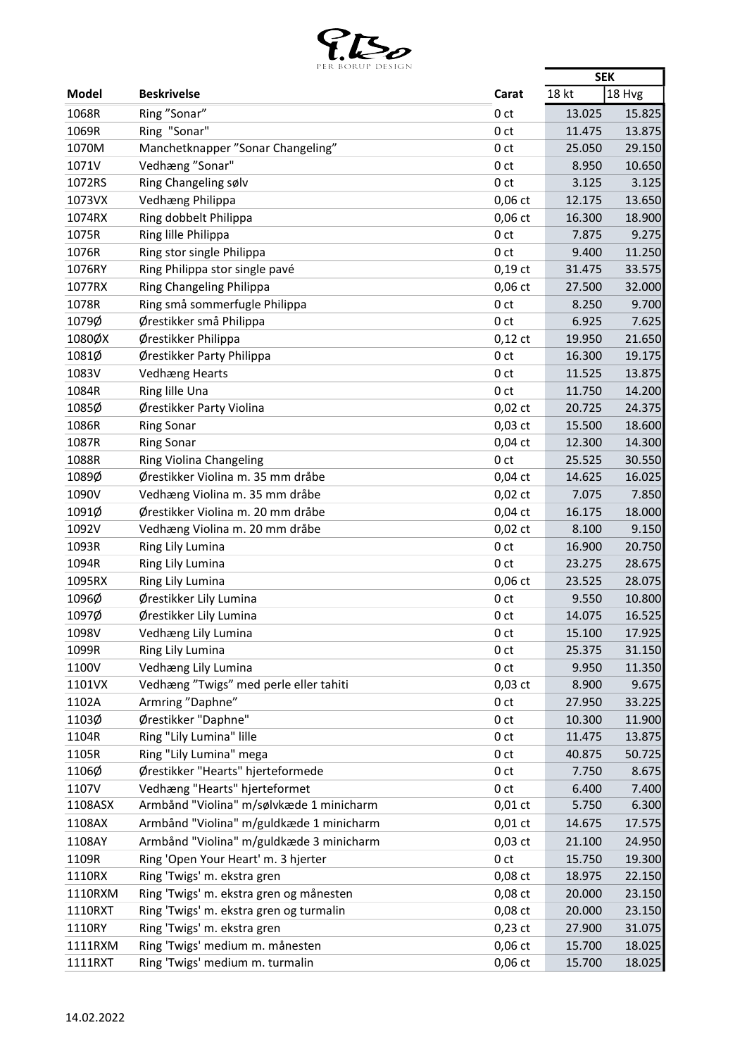PER BORUP DESIGN

| Model | Beskrivelse | Carat | SEK | |
|---|---|---|---|---|
| | | | 18 kt | 18 Hvg |
| 1068R | Ring ”Sonar” | 0 ct | 13.025 | 15.825 |
| 1069R | Ring "Sonar" | 0 ct | 11.475 | 13.875 |
| 1070M | Manchetknapper ”Sonar Changeling” | 0 ct | 25.050 | 29.150 |
| 1071V | Vedhæng ”Sonar" | 0 ct | 8.950 | 10.650 |
| 1072RS | Ring Changeling sølv | 0 ct | 3.125 | 3.125 |
| 1073VX | Vedhæng Philippa | 0,06 ct | 12.175 | 13.650 |
| 1074RX | Ring dobbelt Philippa | 0,06 ct | 16.300 | 18.900 |
| 1075R | Ring lille Philippa | 0 ct | 7.875 | 9.275 |
| 1076R | Ring stor single Philippa | 0 ct | 9.400 | 11.250 |
| 1076RY | Ring Philippa stor single pavé | 0,19 ct | 31.475 | 33.575 |
| 1077RX | Ring Changeling Philippa | 0,06 ct | 27.500 | 32.000 |
| 1078R | Ring små sommerfugle Philippa | 0 ct | 8.250 | 9.700 |
| 1079Ø | Ørestikker små Philippa | 0 ct | 6.925 | 7.625 |
| 1080ØX | Ørestikker Philippa | 0,12 ct | 19.950 | 21.650 |
| 1081Ø | Ørestikker Party Philippa | 0 ct | 16.300 | 19.175 |
| 1083V | Vedhæng Hearts | 0 ct | 11.525 | 13.875 |
| 1084R | Ring lille Una | 0 ct | 11.750 | 14.200 |
| 1085Ø | Ørestikker Party Violina | 0,02 ct | 20.725 | 24.375 |
| 1086R | Ring Sonar | 0,03 ct | 15.500 | 18.600 |
| 1087R | Ring Sonar | 0,04 ct | 12.300 | 14.300 |
| 1088R | Ring Violina Changeling | 0 ct | 25.525 | 30.550 |
| 1089Ø | Ørestikker Violina m. 35 mm dråbe | 0,04 ct | 14.625 | 16.025 |
| 1090V | Vedhæng Violina m. 35 mm dråbe | 0,02 ct | 7.075 | 7.850 |
| 1091Ø | Ørestikker Violina m. 20 mm dråbe | 0,04 ct | 16.175 | 18.000 |
| 1092V | Vedhæng Violina m. 20 mm dråbe | 0,02 ct | 8.100 | 9.150 |
| 1093R | Ring Lily Lumina | 0 ct | 16.900 | 20.750 |
| 1094R | Ring Lily Lumina | 0 ct | 23.275 | 28.675 |
| 1095RX | Ring Lily Lumina | 0,06 ct | 23.525 | 28.075 |
| 1096Ø | Ørestikker Lily Lumina | 0 ct | 9.550 | 10.800 |
| 1097Ø | Ørestikker Lily Lumina | 0 ct | 14.075 | 16.525 |
| 1098V | Vedhæng Lily Lumina | 0 ct | 15.100 | 17.925 |
| 1099R | Ring Lily Lumina | 0 ct | 25.375 | 31.150 |
| 1100V | Vedhæng Lily Lumina | 0 ct | 9.950 | 11.350 |
| 1101VX | Vedhæng ”Twigs” med perle eller tahiti | 0,03 ct | 8.900 | 9.675 |
| 1102A | Armring ”Daphne” | 0 ct | 27.950 | 33.225 |
| 1103Ø | Ørestikker "Daphne" | 0 ct | 10.300 | 11.900 |
| 1104R | Ring "Lily Lumina" lille | 0 ct | 11.475 | 13.875 |
| 1105R | Ring "Lily Lumina" mega | 0 ct | 40.875 | 50.725 |
| 1106Ø | Ørestikker "Hearts" hjerteformede | 0 ct | 7.750 | 8.675 |
| 1107V | Vedhæng "Hearts" hjerteformet | 0 ct | 6.400 | 7.400 |
| 1108ASX | Armbånd "Violina" m/sølvkæde 1 minicharm | 0,01 ct | 5.750 | 6.300 |
| 1108AX | Armbånd "Violina" m/guldkæde 1 minicharm | 0,01 ct | 14.675 | 17.575 |
| 1108AY | Armbånd "Violina" m/guldkæde 3 minicharm | 0,03 ct | 21.100 | 24.950 |
| 1109R | Ring 'Open Your Heart' m. 3 hjerter | 0 ct | 15.750 | 19.300 |
| 1110RX | Ring 'Twigs' m. ekstra gren | 0,08 ct | 18.975 | 22.150 |
| 1110RXM | Ring 'Twigs' m. ekstra gren og månesten | 0,08 ct | 20.000 | 23.150 |
| 1110RXT | Ring 'Twigs' m. ekstra gren og turmalin | 0,08 ct | 20.000 | 23.150 |
| 1110RY | Ring 'Twigs' m. ekstra gren | 0,23 ct | 27.900 | 31.075 |
| 1111RXM | Ring 'Twigs' medium m. månesten | 0,06 ct | 15.700 | 18.025 |
| 1111RXT | Ring 'Twigs' medium m. turmalin | 0,06 ct | 15.700 | 18.025 |

14.02.2022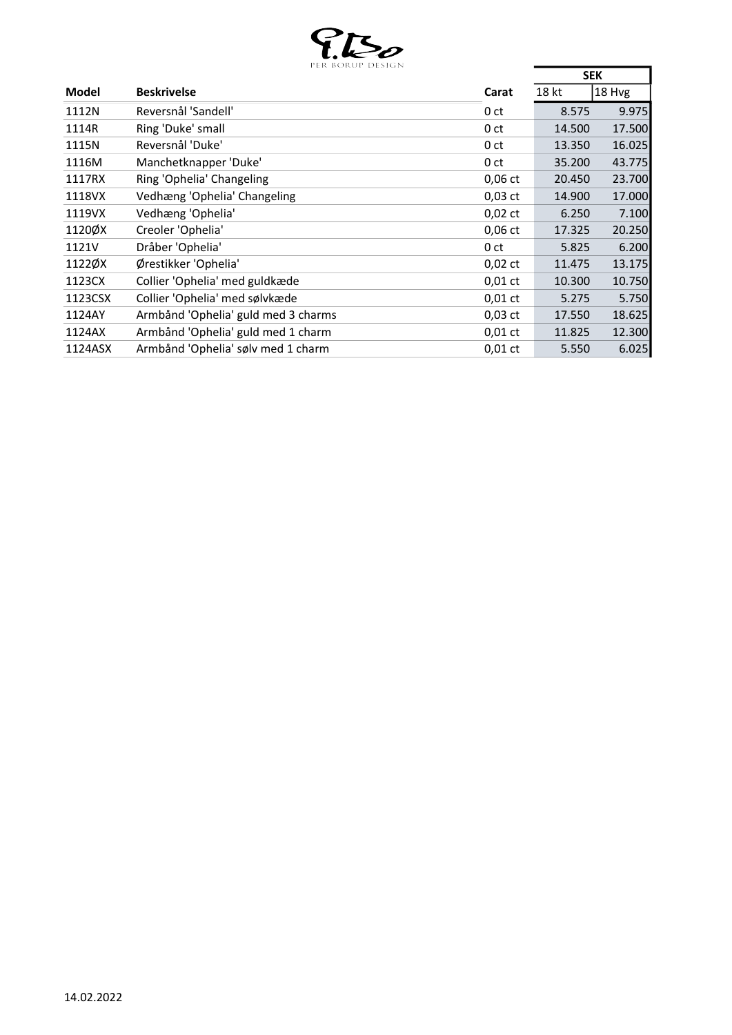PER BORUP DESIGN

| Model | Beskrivelse | Carat | SEK | |
|---|---|---|---|---|
| | | | 18 kt | 18 Hvg |
| 1112N | Reversnål 'Sandell' | 0 ct | 8.575 | 9.975 |
| 1114R | Ring 'Duke' small | 0 ct | 14.500 | 17.500 |
| 1115N | Reversnål 'Duke' | 0 ct | 13.350 | 16.025 |
| 1116M | Manchetknapper 'Duke' | 0 ct | 35.200 | 43.775 |
| 1117RX | Ring 'Ophelia' Changeling | 0,06 ct | 20.450 | 23.700 |
| 1118VX | Vedhæng 'Ophelia' Changeling | 0,03 ct | 14.900 | 17.000 |
| 1119VX | Vedhæng 'Ophelia' | 0,02 ct | 6.250 | 7.100 |
| 1120ØX | Creoler 'Ophelia' | 0,06 ct | 17.325 | 20.250 |
| 1121V | Dråber 'Ophelia' | 0 ct | 5.825 | 6.200 |
| 1122ØX | Ørestikker 'Ophelia' | 0,02 ct | 11.475 | 13.175 |
| 1123CX | Collier 'Ophelia' med guldkæde | 0,01 ct | 10.300 | 10.750 |
| 1123CSX | Collier 'Ophelia' med sølvkæde | 0,01 ct | 5.275 | 5.750 |
| 1124AY | Armbånd 'Ophelia' guld med 3 charms | 0,03 ct | 17.550 | 18.625 |
| 1124AX | Armbånd 'Ophelia' guld med 1 charm | 0,01 ct | 11.825 | 12.300 |
| 1124ASX | Armbånd 'Ophelia' sølv med 1 charm | 0,01 ct | 5.550 | 6.025 |

14.02.2022